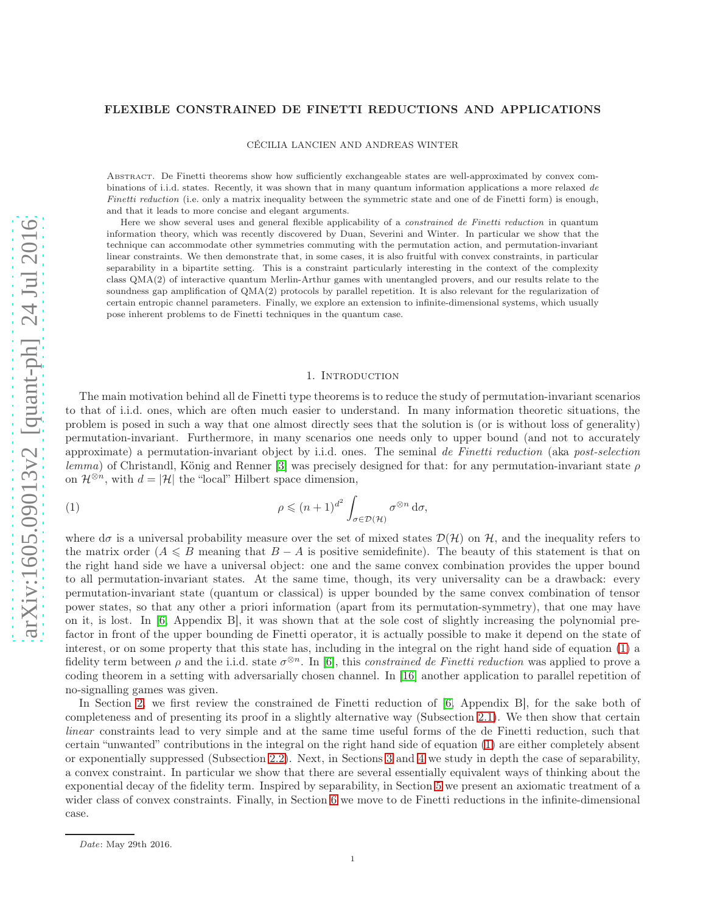# FLEXIBLE CONSTRAINED DE FINETTI REDUCTIONS AND APPLICATIONS

CÉCILIA LANCIEN AND ANDREAS WINTER

Abstract. De Finetti theorems show how sufficiently exchangeable states are well-approximated by convex combinations of i.i.d. states. Recently, it was shown that in many quantum information applications a more relaxed *de Finetti reduction* (i.e. only a matrix inequality between the symmetric state and one of de Finetti form) is enough, and that it leads to more concise and elegant arguments.

Here we show several uses and general flexible applicability of a *constrained de Finetti reduction* in quantum information theory, which was recently discovered by Duan, Severini and Winter. In particular we show that the technique can accommodate other symmetries commuting with the permutation action, and permutation-invariant linear constraints. We then demonstrate that, in some cases, it is also fruitful with convex constraints, in particular separability in a bipartite setting. This is a constraint particularly interesting in the context of the complexity class QMA(2) of interactive quantum Merlin-Arthur games with unentangled provers, and our results relate to the soundness gap amplification of QMA(2) protocols by parallel repetition. It is also relevant for the regularization of certain entropic channel parameters. Finally, we explore an extension to infinite-dimensional systems, which usually pose inherent problems to de Finetti techniques in the quantum case.

## 1. Introduction

The main motivation behind all de Finetti type theorems is to reduce the study of permutation-invariant scenarios to that of i.i.d. ones, which are often much easier to understand. In many information theoretic situations, the problem is posed in such a way that one almost directly sees that the solution is (or is without loss of generality) permutation-invariant. Furthermore, in many scenarios one needs only to upper bound (and not to accurately approximate) a permutation-invariant object by i.i.d. ones. The seminal *de Finetti reduction* (aka *post-selection lemma*) of Christandl, König and Renner [3] was precisely designed for that: for any permutation-invariant state $\rho$ on $\mathcal{H}^{\otimes n}$, with $d = |\mathcal{H}|$ the "local" Hilbert space dimension,

$$\rho \leqslant (n+1)^{d^2} \int_{\sigma \in \mathcal{D}(\mathcal{H})} \sigma^{\otimes n} \, \mathrm{d}\sigma, \tag{1}$$

where $\mathrm{d}\sigma$ is a universal probability measure over the set of mixed states $\mathcal{D}(\mathcal{H})$ on $\mathcal{H}$, and the inequality refers to the matrix order ($A \leqslant B$ meaning that $B - A$ is positive semidefinite). The beauty of this statement is that on the right hand side we have a universal object: one and the same convex combination provides the upper bound to all permutation-invariant states. At the same time, though, its very universality can be a drawback: every permutation-invariant state (quantum or classical) is upper bounded by the same convex combination of tensor power states, so that any other a priori information (apart from its permutation-symmetry), that one may have on it, is lost. In [6, Appendix B], it was shown that at the sole cost of slightly increasing the polynomial prefactor in front of the upper bounding de Finetti operator, it is actually possible to make it depend on the state of interest, or on some property that this state has, including in the integral on the right hand side of equation (1) a fidelity term between $\rho$ and the i.i.d. state $\sigma^{\otimes n}$. In [6], this *constrained de Finetti reduction* was applied to prove a coding theorem in a setting with adversarially chosen channel. In [16] another application to parallel repetition of no-signalling games was given.

In Section 2, we first review the constrained de Finetti reduction of [6, Appendix B], for the sake both of completeness and of presenting its proof in a slightly alternative way (Subsection 2.1). We then show that certain *linear* constraints lead to very simple and at the same time useful forms of the de Finetti reduction, such that certain "unwanted" contributions in the integral on the right hand side of equation (1) are either completely absent or exponentially suppressed (Subsection 2.2). Next, in Sections 3 and 4 we study in depth the case of separability, a convex constraint. In particular we show that there are several essentially equivalent ways of thinking about the exponential decay of the fidelity term. Inspired by separability, in Section 5 we present an axiomatic treatment of a wider class of convex constraints. Finally, in Section 6 we move to de Finetti reductions in the infinite-dimensional case.

*Date*: May 29th 2016.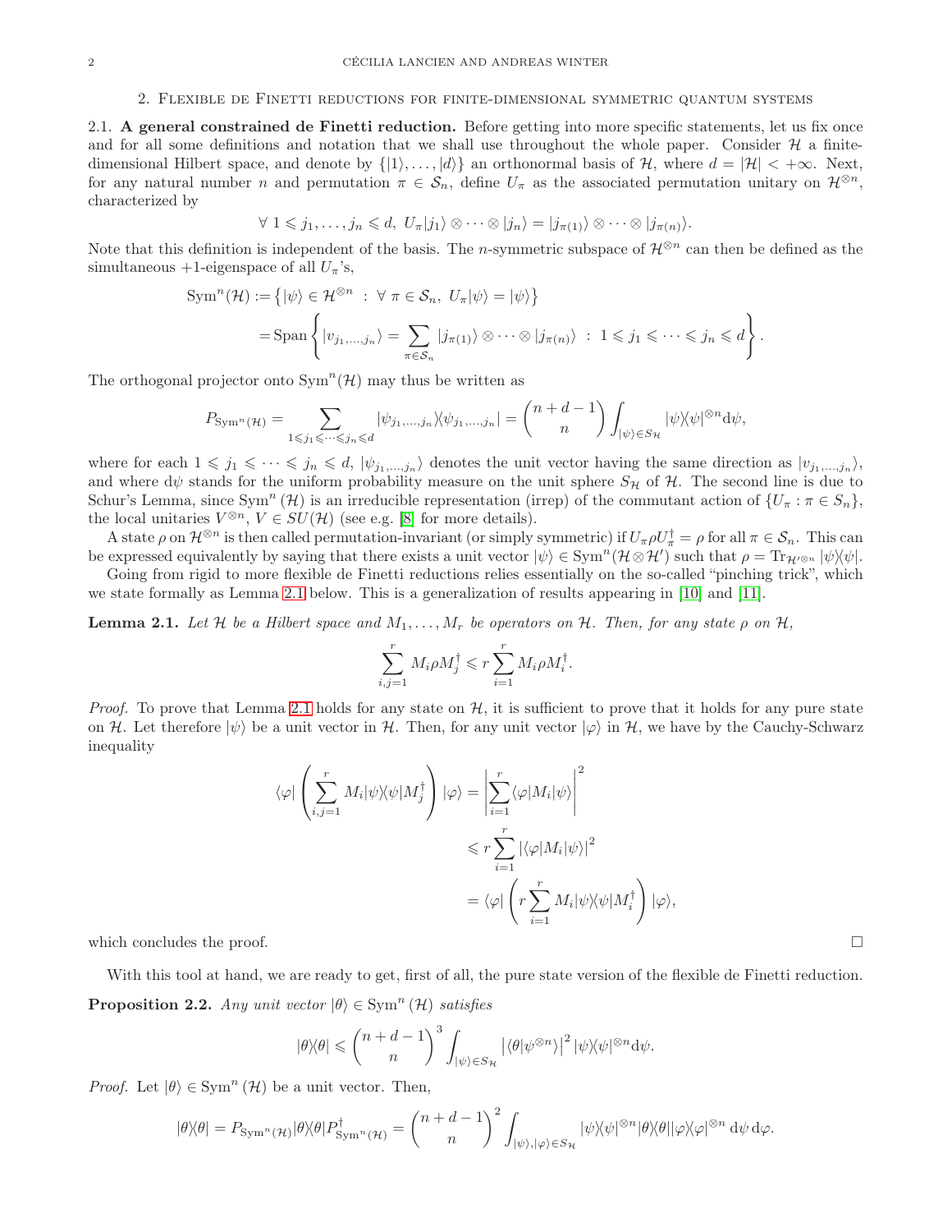## 2. Flexible de Finetti reductions for finite-dimensional symmetric quantum systems

2.1. **A general constrained de Finetti reduction.** Before getting into more specific statements, let us fix once and for all some definitions and notation that we shall use throughout the whole paper. Consider $\mathcal{H}$ a finite-dimensional Hilbert space, and denote by $\{|1\rangle,\dots,|d\rangle\}$ an orthonormal basis of $\mathcal{H}$, where $d=|\mathcal{H}|<+\infty$. Next, for any natural number $n$ and permutation $\pi\in\mathcal{S}_n$, define $U_\pi$ as the associated permutation unitary on $\mathcal{H}^{\otimes n}$, characterized by

$$\forall\ 1\leqslant j_1,\dots,j_n\leqslant d,\ U_\pi|j_1\rangle\otimes\cdots\otimes|j_n\rangle=|j_{\pi(1)}\rangle\otimes\cdots\otimes|j_{\pi(n)}\rangle.$$

Note that this definition is independent of the basis. The $n$-symmetric subspace of $\mathcal{H}^{\otimes n}$ can then be defined as the simultaneous $+1$-eigenspace of all $U_\pi$'s,

$$\begin{aligned}\mathrm{Sym}^n(\mathcal{H}) &:= \left\{|\psi\rangle\in\mathcal{H}^{\otimes n}\ :\ \forall\ \pi\in\mathcal{S}_n,\ U_\pi|\psi\rangle=|\psi\rangle\right\}\\ &=\mathrm{Span}\left\{|v_{j_1,\dots,j_n}\rangle=\sum_{\pi\in\mathcal{S}_n}|j_{\pi(1)}\rangle\otimes\cdots\otimes|j_{\pi(n)}\rangle\ :\ 1\leqslant j_1\leqslant\cdots\leqslant j_n\leqslant d\right\}.\end{aligned}$$

The orthogonal projector onto $\mathrm{Sym}^n(\mathcal{H})$ may thus be written as

$$P_{\mathrm{Sym}^n(\mathcal{H})}=\sum_{1\leqslant j_1\leqslant\cdots\leqslant j_n\leqslant d}|\psi_{j_1,\dots,j_n}\rangle\langle\psi_{j_1,\dots,j_n}|=\binom{n+d-1}{n}\int_{|\psi\rangle\in S_{\mathcal{H}}}|\psi\rangle\langle\psi|^{\otimes n}\mathrm{d}\psi,$$

where for each $1\leqslant j_1\leqslant\cdots\leqslant j_n\leqslant d$, $|\psi_{j_1,\dots,j_n}\rangle$ denotes the unit vector having the same direction as $|v_{j_1,\dots,j_n}\rangle$, and where $\mathrm{d}\psi$ stands for the uniform probability measure on the unit sphere $S_{\mathcal{H}}$ of $\mathcal{H}$. The second line is due to Schur's Lemma, since $\mathrm{Sym}^n(\mathcal{H})$ is an irreducible representation (irrep) of the commutant action of $\{U_\pi:\pi\in S_n\}$, the local unitaries $V^{\otimes n}$, $V\in SU(\mathcal{H})$ (see e.g. [8] for more details).

A state $\rho$ on $\mathcal{H}^{\otimes n}$ is then called permutation-invariant (or simply symmetric) if $U_\pi\rho U_\pi^\dagger=\rho$ for all $\pi\in\mathcal{S}_n$. This can be expressed equivalently by saying that there exists a unit vector $|\psi\rangle\in\mathrm{Sym}^n(\mathcal{H}\otimes\mathcal{H}')$ such that $\rho=\mathrm{Tr}_{\mathcal{H}'^{\otimes n}}|\psi\rangle\langle\psi|$.

Going from rigid to more flexible de Finetti reductions relies essentially on the so-called "pinching trick", which we state formally as Lemma 2.1 below. This is a generalization of results appearing in [10] and [11].

**Lemma 2.1.** *Let $\mathcal{H}$ be a Hilbert space and $M_1,\dots,M_r$ be operators on $\mathcal{H}$. Then, for any state $\rho$ on $\mathcal{H}$,*

$$\sum_{i,j=1}^r M_i\rho M_j^\dagger\leqslant r\sum_{i=1}^r M_i\rho M_i^\dagger.$$

*Proof.* To prove that Lemma 2.1 holds for any state on $\mathcal{H}$, it is sufficient to prove that it holds for any pure state on $\mathcal{H}$. Let therefore $|\psi\rangle$ be a unit vector in $\mathcal{H}$. Then, for any unit vector $|\varphi\rangle$ in $\mathcal{H}$, we have by the Cauchy-Schwarz inequality

$$\begin{aligned}\langle\varphi|\left(\sum_{i,j=1}^r M_i|\psi\rangle\langle\psi|M_j^\dagger\right)|\varphi\rangle &=\left|\sum_{i=1}^r\langle\varphi|M_i|\psi\rangle\right|^2\\ &\leqslant r\sum_{i=1}^r|\langle\varphi|M_i|\psi\rangle|^2\\ &=\langle\varphi|\left(r\sum_{i=1}^r M_i|\psi\rangle\langle\psi|M_i^\dagger\right)|\varphi\rangle,\end{aligned}$$

which concludes the proof. $\square$

With this tool at hand, we are ready to get, first of all, the pure state version of the flexible de Finetti reduction.

**Proposition 2.2.** *Any unit vector $|\theta\rangle\in\mathrm{Sym}^n(\mathcal{H})$ satisfies*

$$|\theta\rangle\langle\theta|\leqslant\binom{n+d-1}{n}^3\int_{|\psi\rangle\in S_{\mathcal{H}}}\left|\langle\theta|\psi^{\otimes n}\rangle\right|^2|\psi\rangle\langle\psi|^{\otimes n}\mathrm{d}\psi.$$

*Proof.* Let $|\theta\rangle\in\mathrm{Sym}^n(\mathcal{H})$ be a unit vector. Then,

$$|\theta\rangle\langle\theta|=P_{\mathrm{Sym}^n(\mathcal{H})}|\theta\rangle\langle\theta|P_{\mathrm{Sym}^n(\mathcal{H})}^\dagger=\binom{n+d-1}{n}^2\int_{|\psi\rangle,|\varphi\rangle\in S_{\mathcal{H}}}|\psi\rangle\langle\psi|^{\otimes n}|\theta\rangle\langle\theta||\varphi\rangle\langle\varphi|^{\otimes n}\,\mathrm{d}\psi\,\mathrm{d}\varphi.$$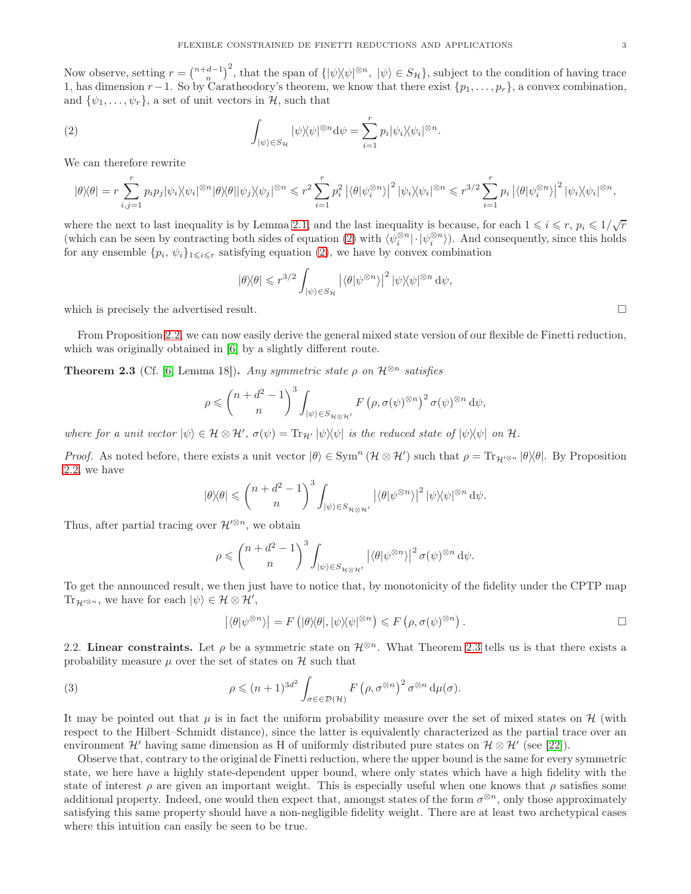Now observe, setting $r = \binom{n+d-1}{n}^2$, that the span of $\{|\psi\rangle\langle\psi|^{\otimes n},\ |\psi\rangle \in S_{\mathcal{H}}\}$, subject to the condition of having trace 1, has dimension $r-1$. So by Caratheodory's theorem, we know that there exist $\{p_1, \ldots, p_r\}$, a convex combination, and $\{\psi_1, \ldots, \psi_r\}$, a set of unit vectors in $\mathcal{H}$, such that

$$\int_{|\psi\rangle \in S_{\mathcal{H}}} |\psi\rangle\langle\psi|^{\otimes n} \mathrm{d}\psi = \sum_{i=1}^{r} p_i |\psi_i\rangle\langle\psi_i|^{\otimes n}. \tag{2}$$

We can therefore rewrite

$$|\theta\rangle\langle\theta| = r \sum_{i,j=1}^{r} p_i p_j |\psi_i\rangle\langle\psi_i|^{\otimes n} |\theta\rangle\langle\theta| |\psi_j\rangle\langle\psi_j|^{\otimes n} \leqslant r^2 \sum_{i=1}^{r} p_i^2 \left|\langle\theta|\psi_i^{\otimes n}\rangle\right|^2 |\psi_i\rangle\langle\psi_i|^{\otimes n} \leqslant r^{3/2} \sum_{i=1}^{r} p_i \left|\langle\theta|\psi_i^{\otimes n}\rangle\right|^2 |\psi_i\rangle\langle\psi_i|^{\otimes n},$$

where the next to last inequality is by Lemma 2.1, and the last inequality is because, for each $1 \leqslant i \leqslant r$, $p_i \leqslant 1/\sqrt{r}$ (which can be seen by contracting both sides of equation (2) with $\langle\psi_i^{\otimes n}| \cdot |\psi_i^{\otimes n}\rangle$). And consequently, since this holds for any ensemble $\{p_i,\ \psi_i\}_{1\leqslant i\leqslant r}$ satisfying equation (2), we have by convex combination

$$|\theta\rangle\langle\theta| \leqslant r^{3/2} \int_{|\psi\rangle \in S_{\mathcal{H}}} \left|\langle\theta|\psi^{\otimes n}\rangle\right|^2 |\psi\rangle\langle\psi|^{\otimes n} \,\mathrm{d}\psi,$$

which is precisely the advertised result. □

From Proposition 2.2, we can now easily derive the general mixed state version of our flexible de Finetti reduction, which was originally obtained in [6] by a slightly different route.

**Theorem 2.3** (Cf. [6, Lemma 18]). *Any symmetric state $\rho$ on $\mathcal{H}^{\otimes n}$ satisfies*

$$\rho \leqslant \binom{n+d^2-1}{n}^3 \int_{|\psi\rangle \in S_{\mathcal{H}\otimes\mathcal{H}'}} F\left(\rho, \sigma(\psi)^{\otimes n}\right)^2 \sigma(\psi)^{\otimes n} \,\mathrm{d}\psi,$$

*where for a unit vector $|\psi\rangle \in \mathcal{H}\otimes\mathcal{H}'$, $\sigma(\psi) = \mathrm{Tr}_{\mathcal{H}'} |\psi\rangle\langle\psi|$ is the reduced state of $|\psi\rangle\langle\psi|$ on $\mathcal{H}$.*

*Proof.* As noted before, there exists a unit vector $|\theta\rangle \in \mathrm{Sym}^n(\mathcal{H}\otimes\mathcal{H}')$ such that $\rho = \mathrm{Tr}_{\mathcal{H}'^{\otimes n}} |\theta\rangle\langle\theta|$. By Proposition 2.2, we have

$$|\theta\rangle\langle\theta| \leqslant \binom{n+d^2-1}{n}^3 \int_{|\psi\rangle \in S_{\mathcal{H}\otimes\mathcal{H}'}} \left|\langle\theta|\psi^{\otimes n}\rangle\right|^2 |\psi\rangle\langle\psi|^{\otimes n} \,\mathrm{d}\psi.$$

Thus, after partial tracing over $\mathcal{H}'^{\otimes n}$, we obtain

$$\rho \leqslant \binom{n+d^2-1}{n}^3 \int_{|\psi\rangle \in S_{\mathcal{H}\otimes\mathcal{H}'}} \left|\langle\theta|\psi^{\otimes n}\rangle\right|^2 \sigma(\psi)^{\otimes n} \,\mathrm{d}\psi.$$

To get the announced result, we then just have to notice that, by monotonicity of the fidelity under the CPTP map $\mathrm{Tr}_{\mathcal{H}'^{\otimes n}}$, we have for each $|\psi\rangle \in \mathcal{H}\otimes\mathcal{H}'$,

$$\left|\langle\theta|\psi^{\otimes n}\rangle\right| = F\left(|\theta\rangle\langle\theta|, |\psi\rangle\langle\psi|^{\otimes n}\right) \leqslant F\left(\rho, \sigma(\psi)^{\otimes n}\right).$$ □

2.2. **Linear constraints.** Let $\rho$ be a symmetric state on $\mathcal{H}^{\otimes n}$. What Theorem 2.3 tells us is that there exists a probability measure $\mu$ over the set of states on $\mathcal{H}$ such that

$$\rho \leqslant (n+1)^{3d^2} \int_{\sigma \in \mathcal{D}(\mathcal{H})} F\left(\rho, \sigma^{\otimes n}\right)^2 \sigma^{\otimes n} \,\mathrm{d}\mu(\sigma). \tag{3}$$

It may be pointed out that $\mu$ is in fact the uniform probability measure over the set of mixed states on $\mathcal{H}$ (with respect to the Hilbert–Schmidt distance), since the latter is equivalently characterized as the partial trace over an environment $\mathcal{H}'$ having same dimension as H of uniformly distributed pure states on $\mathcal{H}\otimes\mathcal{H}'$ (see [22]).

Observe that, contrary to the original de Finetti reduction, where the upper bound is the same for every symmetric state, we here have a highly state-dependent upper bound, where only states which have a high fidelity with the state of interest $\rho$ are given an important weight. This is especially useful when one knows that $\rho$ satisfies some additional property. Indeed, one would then expect that, amongst states of the form $\sigma^{\otimes n}$, only those approximately satisfying this same property should have a non-negligible fidelity weight. There are at least two archetypical cases where this intuition can easily be seen to be true.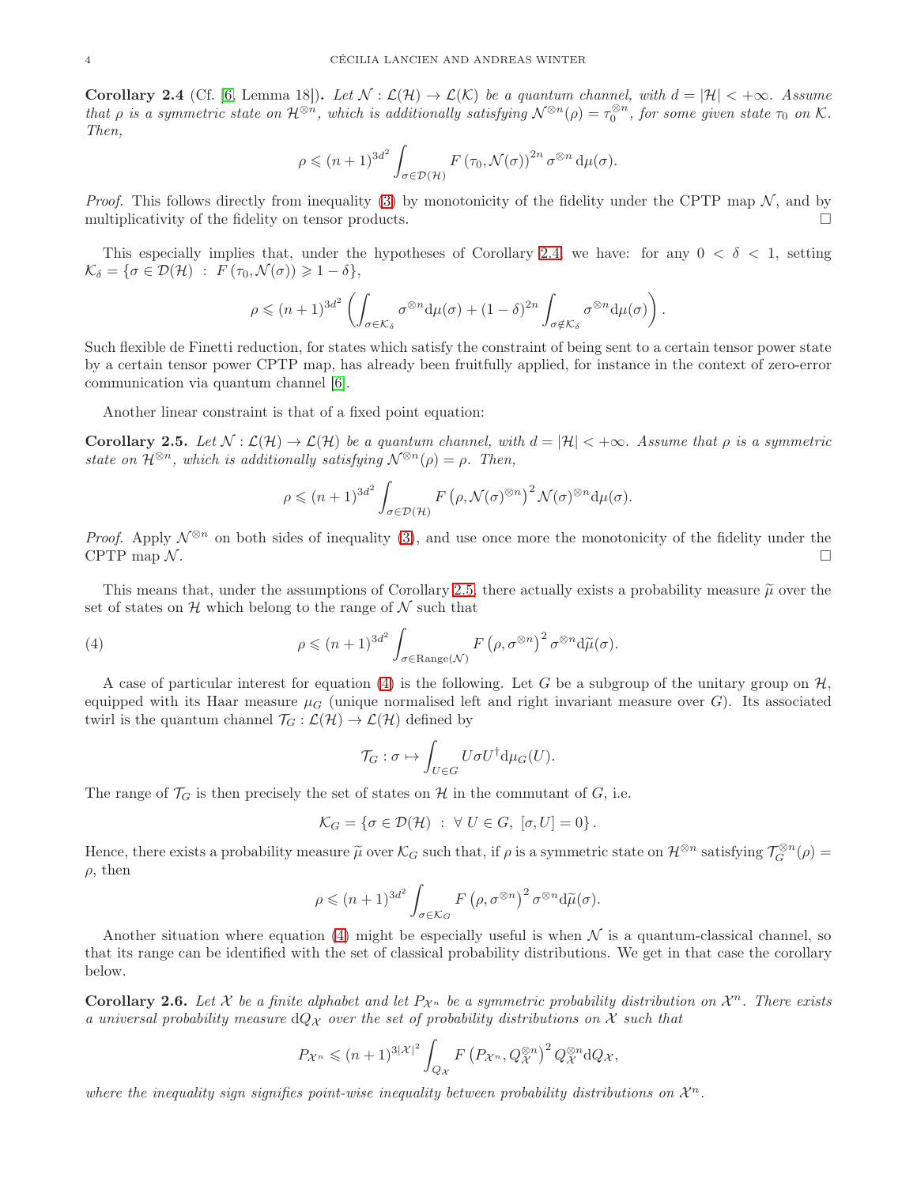**Corollary 2.4** (Cf. [6, Lemma 18])**.** *Let $\mathcal{N}:\mathcal{L}(\mathcal{H})\rightarrow\mathcal{L}(\mathcal{K})$ be a quantum channel, with $d=|\mathcal{H}|<+\infty$. Assume that $\rho$ is a symmetric state on $\mathcal{H}^{\otimes n}$, which is additionally satisfying $\mathcal{N}^{\otimes n}(\rho)=\tau_0^{\otimes n}$, for some given state $\tau_0$ on $\mathcal{K}$. Then,*

$$\rho \leqslant (n+1)^{3d^2}\int_{\sigma\in\mathcal{D}(\mathcal{H})} F\left(\tau_0,\mathcal{N}(\sigma)\right)^{2n}\sigma^{\otimes n}\,\mathrm{d}\mu(\sigma).$$

*Proof.* This follows directly from inequality (3) by monotonicity of the fidelity under the CPTP map $\mathcal{N}$, and by multiplicativity of the fidelity on tensor products. □

This especially implies that, under the hypotheses of Corollary 2.4, we have: for any $0<\delta<1$, setting $\mathcal{K}_\delta=\{\sigma\in\mathcal{D}(\mathcal{H})\ :\ F\left(\tau_0,\mathcal{N}(\sigma)\right)\geqslant 1-\delta\}$,

$$\rho \leqslant (n+1)^{3d^2}\left(\int_{\sigma\in\mathcal{K}_\delta}\sigma^{\otimes n}\mathrm{d}\mu(\sigma)+(1-\delta)^{2n}\int_{\sigma\notin\mathcal{K}_\delta}\sigma^{\otimes n}\mathrm{d}\mu(\sigma)\right).$$

Such flexible de Finetti reduction, for states which satisfy the constraint of being sent to a certain tensor power state by a certain tensor power CPTP map, has already been fruitfully applied, for instance in the context of zero-error communication via quantum channel [6].

Another linear constraint is that of a fixed point equation:

**Corollary 2.5.** *Let $\mathcal{N}:\mathcal{L}(\mathcal{H})\rightarrow\mathcal{L}(\mathcal{H})$ be a quantum channel, with $d=|\mathcal{H}|<+\infty$. Assume that $\rho$ is a symmetric state on $\mathcal{H}^{\otimes n}$, which is additionally satisfying $\mathcal{N}^{\otimes n}(\rho)=\rho$. Then,*

$$\rho \leqslant (n+1)^{3d^2}\int_{\sigma\in\mathcal{D}(\mathcal{H})} F\left(\rho,\mathcal{N}(\sigma)^{\otimes n}\right)^{2}\mathcal{N}(\sigma)^{\otimes n}\mathrm{d}\mu(\sigma).$$

*Proof.* Apply $\mathcal{N}^{\otimes n}$ on both sides of inequality (3), and use once more the monotonicity of the fidelity under the CPTP map $\mathcal{N}$. □

This means that, under the assumptions of Corollary 2.5, there actually exists a probability measure $\widetilde{\mu}$ over the set of states on $\mathcal{H}$ which belong to the range of $\mathcal{N}$ such that

$$\rho \leqslant (n+1)^{3d^2}\int_{\sigma\in\mathrm{Range}(\mathcal{N})} F\left(\rho,\sigma^{\otimes n}\right)^{2}\sigma^{\otimes n}\mathrm{d}\widetilde{\mu}(\sigma). \tag{4}$$

A case of particular interest for equation (4) is the following. Let $G$ be a subgroup of the unitary group on $\mathcal{H}$, equipped with its Haar measure $\mu_G$ (unique normalised left and right invariant measure over $G$). Its associated twirl is the quantum channel $\mathcal{T}_G:\mathcal{L}(\mathcal{H})\rightarrow\mathcal{L}(\mathcal{H})$ defined by

$$\mathcal{T}_G:\sigma\mapsto\int_{U\in G}U\sigma U^\dagger\mathrm{d}\mu_G(U).$$

The range of $\mathcal{T}_G$ is then precisely the set of states on $\mathcal{H}$ in the commutant of $G$, i.e.

$$\mathcal{K}_G=\left\{\sigma\in\mathcal{D}(\mathcal{H})\ :\ \forall\ U\in G,\ [\sigma,U]=0\right\}.$$

Hence, there exists a probability measure $\widetilde{\mu}$ over $\mathcal{K}_G$ such that, if $\rho$ is a symmetric state on $\mathcal{H}^{\otimes n}$ satisfying $\mathcal{T}_G^{\otimes n}(\rho)=\rho$, then

$$\rho \leqslant (n+1)^{3d^2}\int_{\sigma\in\mathcal{K}_G} F\left(\rho,\sigma^{\otimes n}\right)^{2}\sigma^{\otimes n}\mathrm{d}\widetilde{\mu}(\sigma).$$

Another situation where equation (4) might be especially useful is when $\mathcal{N}$ is a quantum-classical channel, so that its range can be identified with the set of classical probability distributions. We get in that case the corollary below.

**Corollary 2.6.** *Let $\mathcal{X}$ be a finite alphabet and let $P_{\mathcal{X}^n}$ be a symmetric probability distribution on $\mathcal{X}^n$. There exists a universal probability measure $\mathrm{d}Q_{\mathcal{X}}$ over the set of probability distributions on $\mathcal{X}$ such that*

$$P_{\mathcal{X}^n}\leqslant (n+1)^{3|\mathcal{X}|^2}\int_{Q_{\mathcal{X}}} F\left(P_{\mathcal{X}^n},Q_{\mathcal{X}}^{\otimes n}\right)^{2}Q_{\mathcal{X}}^{\otimes n}\mathrm{d}Q_{\mathcal{X}},$$

*where the inequality sign signifies point-wise inequality between probability distributions on $\mathcal{X}^n$.*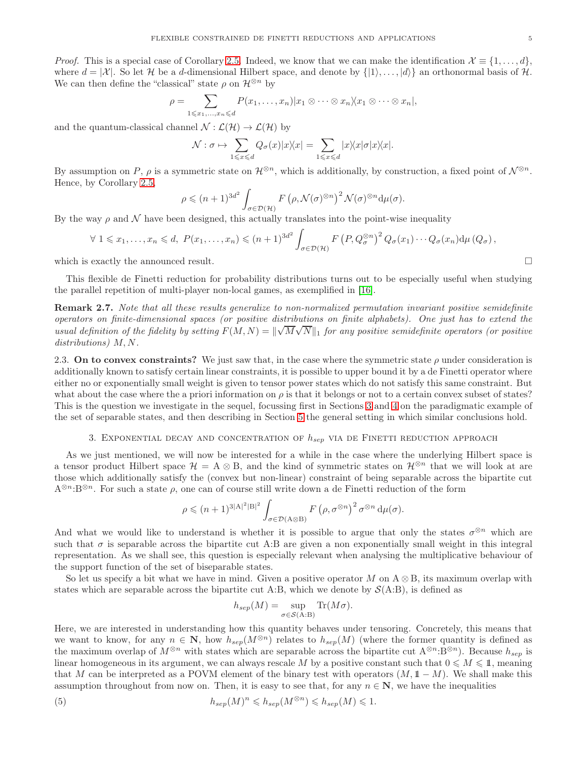*Proof.* This is a special case of Corollary 2.5. Indeed, we know that we can make the identification $\mathcal{X} \equiv \{1, \ldots, d\}$, where $d = |\mathcal{X}|$. So let $\mathcal{H}$ be a $d$-dimensional Hilbert space, and denote by $\{|1\rangle, \ldots, |d\rangle\}$ an orthonormal basis of $\mathcal{H}$. We can then define the "classical" state $\rho$ on $\mathcal{H}^{\otimes n}$ by

$$\rho = \sum_{1 \leqslant x_1, \ldots, x_n \leqslant d} P(x_1, \ldots, x_n) |x_1 \otimes \cdots \otimes x_n\rangle\langle x_1 \otimes \cdots \otimes x_n|,$$

and the quantum-classical channel $\mathcal{N} : \mathcal{L}(\mathcal{H}) \to \mathcal{L}(\mathcal{H})$ by

$$\mathcal{N} : \sigma \mapsto \sum_{1 \leqslant x \leqslant d} Q_\sigma(x) |x\rangle\langle x| = \sum_{1 \leqslant x \leqslant d} |x\rangle\langle x|\sigma|x\rangle\langle x|.$$

By assumption on $P$, $\rho$ is a symmetric state on $\mathcal{H}^{\otimes n}$, which is additionally, by construction, a fixed point of $\mathcal{N}^{\otimes n}$. Hence, by Corollary 2.5,

$$\rho \leqslant (n+1)^{3d^2} \int_{\sigma \in \mathcal{D}(\mathcal{H})} F\left(\rho, \mathcal{N}(\sigma)^{\otimes n}\right)^2 \mathcal{N}(\sigma)^{\otimes n} \mathrm{d}\mu(\sigma).$$

By the way $\rho$ and $\mathcal{N}$ have been designed, this actually translates into the point-wise inequality

$$\forall\ 1 \leqslant x_1, \ldots, x_n \leqslant d,\ P(x_1, \ldots, x_n) \leqslant (n+1)^{3d^2} \int_{\sigma \in \mathcal{D}(\mathcal{H})} F\left(P, Q_\sigma^{\otimes n}\right)^2 Q_\sigma(x_1) \cdots Q_\sigma(x_n) \mathrm{d}\mu\left(Q_\sigma\right),$$

which is exactly the announced result. $\square$

This flexible de Finetti reduction for probability distributions turns out to be especially useful when studying the parallel repetition of multi-player non-local games, as exemplified in [16].

**Remark 2.7.** *Note that all these results generalize to non-normalized permutation invariant positive semidefinite operators on finite-dimensional spaces (or positive distributions on finite alphabets). One just has to extend the usual definition of the fidelity by setting $F(M, N) = \|\sqrt{M}\sqrt{N}\|_1$ for any positive semidefinite operators (or positive distributions) $M, N$.*

2.3. **On to convex constraints?** We just saw that, in the case where the symmetric state $\rho$ under consideration is additionally known to satisfy certain linear constraints, it is possible to upper bound it by a de Finetti operator where either no or exponentially small weight is given to tensor power states which do not satisfy this same constraint. But what about the case where the a priori information on $\rho$ is that it belongs or not to a certain convex subset of states? This is the question we investigate in the sequel, focussing first in Sections 3 and 4 on the paradigmatic example of the set of separable states, and then describing in Section 5 the general setting in which similar conclusions hold.

## 3. Exponential decay and concentration of $h_{sep}$ via de Finetti reduction approach

As we just mentioned, we will now be interested for a while in the case where the underlying Hilbert space is a tensor product Hilbert space $\mathcal{H} = \mathrm{A} \otimes \mathrm{B}$, and the kind of symmetric states on $\mathcal{H}^{\otimes n}$ that we will look at are those which additionally satisfy the (convex but non-linear) constraint of being separable across the bipartite cut $\mathrm{A}^{\otimes n}$:$\mathrm{B}^{\otimes n}$. For such a state $\rho$, one can of course still write down a de Finetti reduction of the form

$$\rho \leqslant (n+1)^{3|\mathrm{A}|^2|\mathrm{B}|^2} \int_{\sigma \in \mathcal{D}(\mathrm{A} \otimes \mathrm{B})} F\left(\rho, \sigma^{\otimes n}\right)^2 \sigma^{\otimes n} \mathrm{d}\mu(\sigma).$$

And what we would like to understand is whether it is possible to argue that only the states $\sigma^{\otimes n}$ which are such that $\sigma$ is separable across the bipartite cut A:B are given a non exponentially small weight in this integral representation. As we shall see, this question is especially relevant when analysing the multiplicative behaviour of the support function of the set of biseparable states.

So let us specify a bit what we have in mind. Given a positive operator $M$ on $\mathrm{A} \otimes \mathrm{B}$, its maximum overlap with states which are separable across the bipartite cut A:B, which we denote by $\mathcal{S}(\mathrm{A}{:}\mathrm{B})$, is defined as

$$h_{sep}(M) = \sup_{\sigma \in \mathcal{S}(\mathrm{A}:\mathrm{B})} \mathrm{Tr}(M\sigma).$$

Here, we are interested in understanding how this quantity behaves under tensoring. Concretely, this means that we want to know, for any $n \in \mathbf{N}$, how $h_{sep}(M^{\otimes n})$ relates to $h_{sep}(M)$ (where the former quantity is defined as the maximum overlap of $M^{\otimes n}$ with states which are separable across the bipartite cut $\mathrm{A}^{\otimes n}$:$\mathrm{B}^{\otimes n}$). Because $h_{sep}$ is linear homogeneous in its argument, we can always rescale $M$ by a positive constant such that $0 \leqslant M \leqslant \mathbb{1}$, meaning that $M$ can be interpreted as a POVM element of the binary test with operators $(M, \mathbb{1} - M)$. We shall make this assumption throughout from now on. Then, it is easy to see that, for any $n \in \mathbf{N}$, we have the inequalities

$$h_{sep}(M)^n \leqslant h_{sep}(M^{\otimes n}) \leqslant h_{sep}(M) \leqslant 1. \tag{5}$$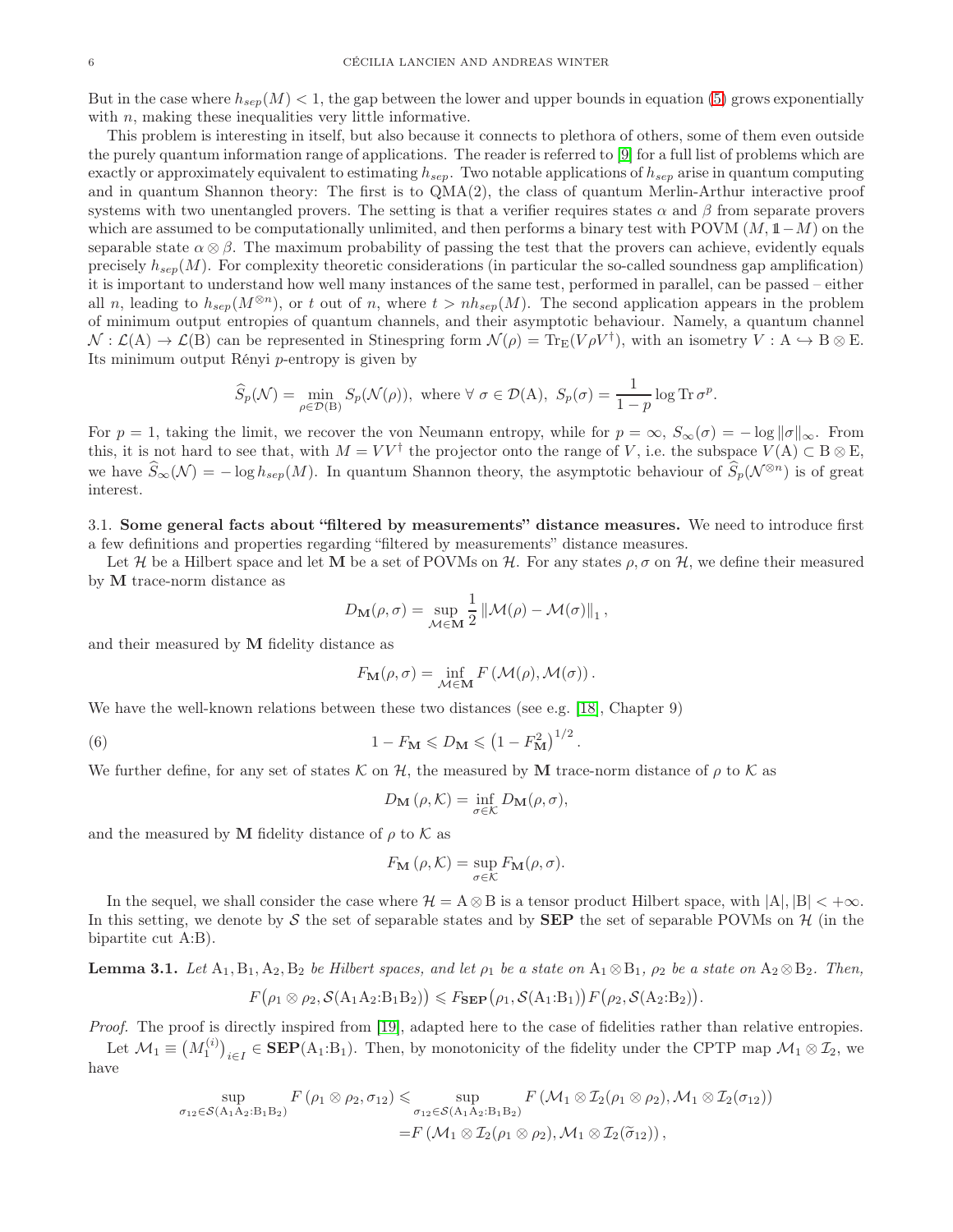But in the case where $h_{sep}(M) < 1$, the gap between the lower and upper bounds in equation (5) grows exponentially with $n$, making these inequalities very little informative.

This problem is interesting in itself, but also because it connects to plethora of others, some of them even outside the purely quantum information range of applications. The reader is referred to [9] for a full list of problems which are exactly or approximately equivalent to estimating $h_{sep}$. Two notable applications of $h_{sep}$ arise in quantum computing and in quantum Shannon theory: The first is to QMA(2), the class of quantum Merlin-Arthur interactive proof systems with two unentangled provers. The setting is that a verifier requires states $\alpha$ and $\beta$ from separate provers which are assumed to be computationally unlimited, and then performs a binary test with POVM $(M, \mathbb{1}-M)$ on the separable state $\alpha\otimes\beta$. The maximum probability of passing the test that the provers can achieve, evidently equals precisely $h_{sep}(M)$. For complexity theoretic considerations (in particular the so-called soundness gap amplification) it is important to understand how well many instances of the same test, performed in parallel, can be passed – either all $n$, leading to $h_{sep}(M^{\otimes n})$, or $t$ out of $n$, where $t > nh_{sep}(M)$. The second application appears in the problem of minimum output entropies of quantum channels, and their asymptotic behaviour. Namely, a quantum channel $\mathcal{N} : \mathcal{L}(\mathrm{A}) \to \mathcal{L}(\mathrm{B})$ can be represented in Stinespring form $\mathcal{N}(\rho) = \mathrm{Tr}_{\mathrm{E}}(V\rho V^\dagger)$, with an isometry $V : \mathrm{A} \hookrightarrow \mathrm{B}\otimes\mathrm{E}$. Its minimum output Rényi $p$-entropy is given by

$$\widehat{S}_p(\mathcal{N}) = \min_{\rho\in\mathcal{D}(\mathrm{B})} S_p(\mathcal{N}(\rho)),\ \text{where}\ \forall\ \sigma\in\mathcal{D}(\mathrm{A}),\ S_p(\sigma) = \frac{1}{1-p}\log\mathrm{Tr}\,\sigma^p.$$

For $p = 1$, taking the limit, we recover the von Neumann entropy, while for $p = \infty$, $S_\infty(\sigma) = -\log\|\sigma\|_\infty$. From this, it is not hard to see that, with $M = VV^\dagger$ the projector onto the range of $V$, i.e. the subspace $V(\mathrm{A}) \subset \mathrm{B}\otimes\mathrm{E}$, we have $\widehat{S}_\infty(\mathcal{N}) = -\log h_{sep}(M)$. In quantum Shannon theory, the asymptotic behaviour of $\widehat{S}_p(\mathcal{N}^{\otimes n})$ is of great interest.

### 3.1. Some general facts about "filtered by measurements" distance measures.

We need to introduce first a few definitions and properties regarding "filtered by measurements" distance measures.

Let $\mathcal{H}$ be a Hilbert space and let $\mathbf{M}$ be a set of POVMs on $\mathcal{H}$. For any states $\rho,\sigma$ on $\mathcal{H}$, we define their measured by $\mathbf{M}$ trace-norm distance as

$$D_{\mathbf{M}}(\rho,\sigma) = \sup_{\mathcal{M}\in\mathbf{M}} \frac{1}{2}\left\|\mathcal{M}(\rho)-\mathcal{M}(\sigma)\right\|_1,$$

and their measured by $\mathbf{M}$ fidelity distance as

$$F_{\mathbf{M}}(\rho,\sigma) = \inf_{\mathcal{M}\in\mathbf{M}} F\left(\mathcal{M}(\rho),\mathcal{M}(\sigma)\right).$$

We have the well-known relations between these two distances (see e.g. [18], Chapter 9)

$$1-F_{\mathbf{M}} \leqslant D_{\mathbf{M}} \leqslant \left(1-F_{\mathbf{M}}^2\right)^{1/2}. \tag{6}$$

We further define, for any set of states $\mathcal{K}$ on $\mathcal{H}$, the measured by $\mathbf{M}$ trace-norm distance of $\rho$ to $\mathcal{K}$ as

$$D_{\mathbf{M}}\left(\rho,\mathcal{K}\right) = \inf_{\sigma\in\mathcal{K}} D_{\mathbf{M}}(\rho,\sigma),$$

and the measured by $\mathbf{M}$ fidelity distance of $\rho$ to $\mathcal{K}$ as

$$F_{\mathbf{M}}\left(\rho,\mathcal{K}\right) = \sup_{\sigma\in\mathcal{K}} F_{\mathbf{M}}(\rho,\sigma).$$

In the sequel, we shall consider the case where $\mathcal{H} = \mathrm{A}\otimes\mathrm{B}$ is a tensor product Hilbert space, with $|\mathrm{A}|, |\mathrm{B}| < +\infty$. In this setting, we denote by $\mathcal{S}$ the set of separable states and by $\mathbf{SEP}$ the set of separable POVMs on $\mathcal{H}$ (in the bipartite cut A:B).

**Lemma 3.1.** *Let $\mathrm{A}_1,\mathrm{B}_1,\mathrm{A}_2,\mathrm{B}_2$ be Hilbert spaces, and let $\rho_1$ be a state on $\mathrm{A}_1\otimes\mathrm{B}_1$, $\rho_2$ be a state on $\mathrm{A}_2\otimes\mathrm{B}_2$. Then,*

$$F\big(\rho_1\otimes\rho_2,\mathcal{S}(\mathrm{A}_1\mathrm{A}_2{:}\mathrm{B}_1\mathrm{B}_2)\big) \leqslant F_{\mathbf{SEP}}\big(\rho_1,\mathcal{S}(\mathrm{A}_1{:}\mathrm{B}_1)\big)\,F\big(\rho_2,\mathcal{S}(\mathrm{A}_2{:}\mathrm{B}_2)\big).$$

*Proof.* The proof is directly inspired from [19], adapted here to the case of fidelities rather than relative entropies.

Let $\mathcal{M}_1 \equiv \big(M_1^{(i)}\big)_{i\in I} \in \mathbf{SEP}(\mathrm{A}_1{:}\mathrm{B}_1)$. Then, by monotonicity of the fidelity under the CPTP map $\mathcal{M}_1\otimes\mathcal{I}_2$, we have

$$\begin{aligned}
\sup_{\sigma_{12}\in\mathcal{S}(\mathrm{A}_1\mathrm{A}_2:\mathrm{B}_1\mathrm{B}_2)} F\left(\rho_1\otimes\rho_2,\sigma_{12}\right) &\leqslant \sup_{\sigma_{12}\in\mathcal{S}(\mathrm{A}_1\mathrm{A}_2:\mathrm{B}_1\mathrm{B}_2)} F\left(\mathcal{M}_1\otimes\mathcal{I}_2(\rho_1\otimes\rho_2),\mathcal{M}_1\otimes\mathcal{I}_2(\sigma_{12})\right)\\
&= F\left(\mathcal{M}_1\otimes\mathcal{I}_2(\rho_1\otimes\rho_2),\mathcal{M}_1\otimes\mathcal{I}_2(\widetilde{\sigma}_{12})\right),
\end{aligned}$$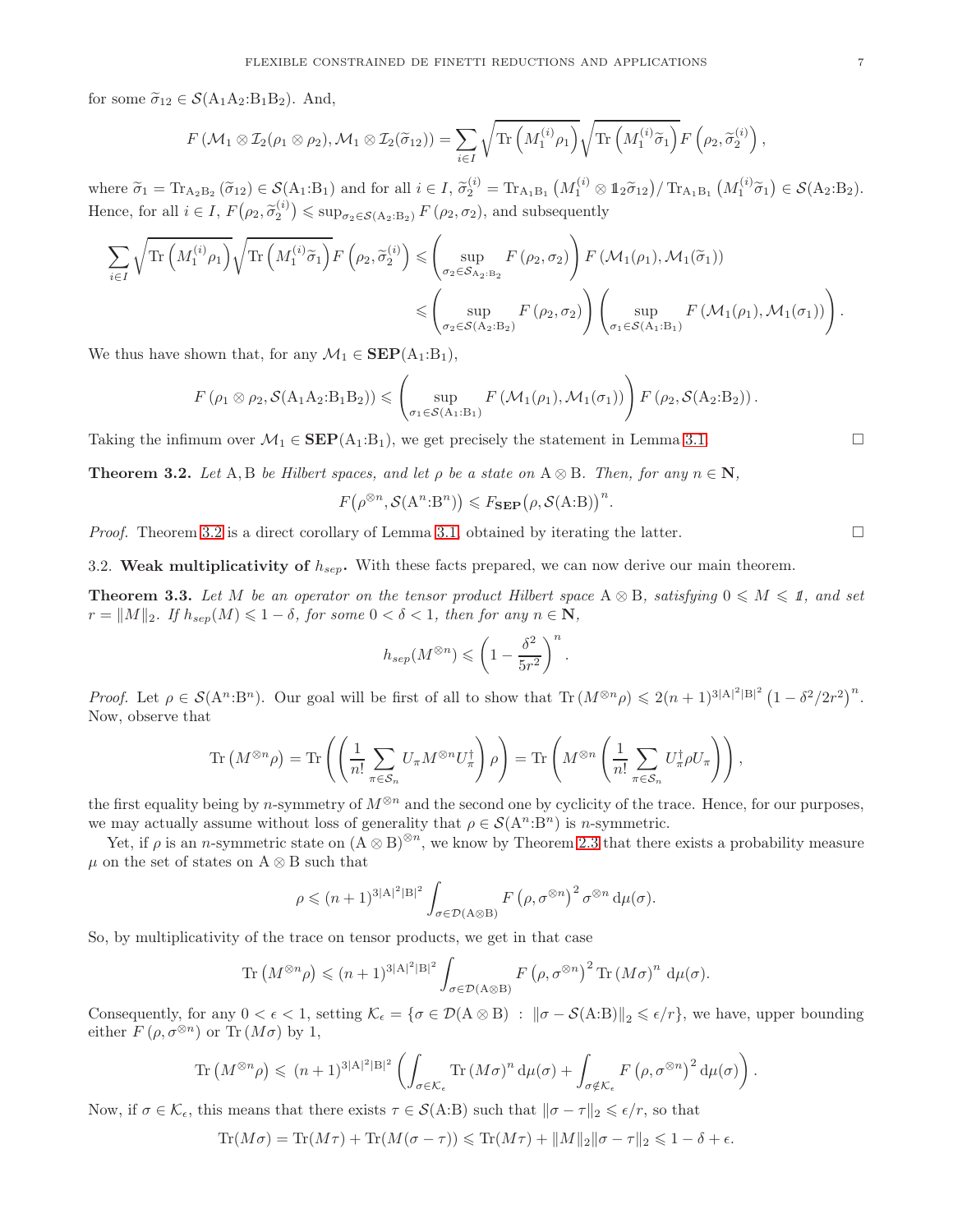for some $\widetilde{\sigma}_{12} \in \mathcal{S}(\mathrm{A}_1\mathrm{A}_2{:}\mathrm{B}_1\mathrm{B}_2)$. And,

$$F\left(\mathcal{M}_1 \otimes \mathcal{I}_2(\rho_1 \otimes \rho_2), \mathcal{M}_1 \otimes \mathcal{I}_2(\widetilde{\sigma}_{12})\right) = \sum_{i\in I} \sqrt{\mathrm{Tr}\left(M_1^{(i)}\rho_1\right)}\sqrt{\mathrm{Tr}\left(M_1^{(i)}\widetilde{\sigma}_1\right)} F\left(\rho_2, \widetilde{\sigma}_2^{(i)}\right),$$

where $\widetilde{\sigma}_1 = \mathrm{Tr}_{\mathrm{A}_2\mathrm{B}_2}\left(\widetilde{\sigma}_{12}\right) \in \mathcal{S}(\mathrm{A}_1{:}\mathrm{B}_1)$ and for all $i \in I$, $\widetilde{\sigma}_2^{(i)} = \mathrm{Tr}_{\mathrm{A}_1\mathrm{B}_1}\left(M_1^{(i)} \otimes \mathbb{1}_2 \widetilde{\sigma}_{12}\right) / \mathrm{Tr}_{\mathrm{A}_1\mathrm{B}_1}\left(M_1^{(i)}\widetilde{\sigma}_1\right) \in \mathcal{S}(\mathrm{A}_2{:}\mathrm{B}_2)$. Hence, for all $i \in I$, $F\big(\rho_2, \widetilde{\sigma}_2^{(i)}\big) \leqslant \sup_{\sigma_2 \in \mathcal{S}(\mathrm{A}_2:\mathrm{B}_2)} F\left(\rho_2, \sigma_2\right)$, and subsequently

$$\begin{aligned}
\sum_{i\in I} \sqrt{\mathrm{Tr}\left(M_1^{(i)}\rho_1\right)}\sqrt{\mathrm{Tr}\left(M_1^{(i)}\widetilde{\sigma}_1\right)} F\left(\rho_2, \widetilde{\sigma}_2^{(i)}\right) &\leqslant \left(\sup_{\sigma_2 \in \mathcal{S}_{\mathrm{A}_2:\mathrm{B}_2}} F\left(\rho_2, \sigma_2\right)\right) F\left(\mathcal{M}_1(\rho_1), \mathcal{M}_1(\widetilde{\sigma}_1)\right) \\
&\leqslant \left(\sup_{\sigma_2 \in \mathcal{S}(\mathrm{A}_2:\mathrm{B}_2)} F\left(\rho_2, \sigma_2\right)\right) \left(\sup_{\sigma_1 \in \mathcal{S}(\mathrm{A}_1:\mathrm{B}_1)} F\left(\mathcal{M}_1(\rho_1), \mathcal{M}_1(\sigma_1)\right)\right).
\end{aligned}$$

We thus have shown that, for any $\mathcal{M}_1 \in \mathbf{SEP}(\mathrm{A}_1{:}\mathrm{B}_1)$,

$$F\left(\rho_1 \otimes \rho_2, \mathcal{S}(\mathrm{A}_1\mathrm{A}_2{:}\mathrm{B}_1\mathrm{B}_2)\right) \leqslant \left(\sup_{\sigma_1 \in \mathcal{S}(\mathrm{A}_1:\mathrm{B}_1)} F\left(\mathcal{M}_1(\rho_1), \mathcal{M}_1(\sigma_1)\right)\right) F\left(\rho_2, \mathcal{S}(\mathrm{A}_2{:}\mathrm{B}_2)\right).$$

Taking the infimum over $\mathcal{M}_1 \in \mathbf{SEP}(\mathrm{A}_1{:}\mathrm{B}_1)$, we get precisely the statement in Lemma 3.1. □

**Theorem 3.2.** *Let* A, B *be Hilbert spaces, and let $\rho$ be a state on* $\mathrm{A} \otimes \mathrm{B}$. *Then, for any $n \in \mathbf{N}$,*

$$F\big(\rho^{\otimes n}, \mathcal{S}(\mathrm{A}^n{:}\mathrm{B}^n)\big) \leqslant F_{\mathbf{SEP}}\big(\rho, \mathcal{S}(\mathrm{A}{:}\mathrm{B})\big)^n.$$

*Proof.* Theorem 3.2 is a direct corollary of Lemma 3.1, obtained by iterating the latter. □

3.2. **Weak multiplicativity of $h_{sep}$.** With these facts prepared, we can now derive our main theorem.

**Theorem 3.3.** *Let $M$ be an operator on the tensor product Hilbert space* $\mathrm{A} \otimes \mathrm{B}$, *satisfying $0 \leqslant M \leqslant \mathbb{1}$, and set $r = \|M\|_2$. If $h_{sep}(M) \leqslant 1 - \delta$, for some $0 < \delta < 1$, then for any $n \in \mathbf{N}$,*

$$h_{sep}(M^{\otimes n}) \leqslant \left(1 - \frac{\delta^2}{5r^2}\right)^n.$$

*Proof.* Let $\rho \in \mathcal{S}(\mathrm{A}^n{:}\mathrm{B}^n)$. Our goal will be first of all to show that $\mathrm{Tr}\left(M^{\otimes n}\rho\right) \leqslant 2(n+1)^{3|\mathrm{A}|^2|\mathrm{B}|^2}\left(1 - \delta^2/2r^2\right)^n$. Now, observe that

$$\mathrm{Tr}\left(M^{\otimes n}\rho\right) = \mathrm{Tr}\left(\left(\frac{1}{n!}\sum_{\pi \in \mathcal{S}_n} U_\pi M^{\otimes n} U_\pi^\dagger\right)\rho\right) = \mathrm{Tr}\left(M^{\otimes n}\left(\frac{1}{n!}\sum_{\pi \in \mathcal{S}_n} U_\pi^\dagger \rho U_\pi\right)\right),$$

the first equality being by $n$-symmetry of $M^{\otimes n}$ and the second one by cyclicity of the trace. Hence, for our purposes, we may actually assume without loss of generality that $\rho \in \mathcal{S}(\mathrm{A}^n{:}\mathrm{B}^n)$ is $n$-symmetric.

Yet, if $\rho$ is an $n$-symmetric state on $(\mathrm{A} \otimes \mathrm{B})^{\otimes n}$, we know by Theorem 2.3 that there exists a probability measure $\mu$ on the set of states on $\mathrm{A} \otimes \mathrm{B}$ such that

$$\rho \leqslant (n+1)^{3|\mathrm{A}|^2|\mathrm{B}|^2} \int_{\sigma \in \mathcal{D}(\mathrm{A}\otimes\mathrm{B})} F\left(\rho, \sigma^{\otimes n}\right)^2 \sigma^{\otimes n}\, \mathrm{d}\mu(\sigma).$$

So, by multiplicativity of the trace on tensor products, we get in that case

$$\mathrm{Tr}\left(M^{\otimes n}\rho\right) \leqslant (n+1)^{3|\mathrm{A}|^2|\mathrm{B}|^2} \int_{\sigma \in \mathcal{D}(\mathrm{A}\otimes\mathrm{B})} F\left(\rho, \sigma^{\otimes n}\right)^2 \mathrm{Tr}\left(M\sigma\right)^n\, \mathrm{d}\mu(\sigma).$$

Consequently, for any $0 < \epsilon < 1$, setting $\mathcal{K}_\epsilon = \{\sigma \in \mathcal{D}(\mathrm{A} \otimes \mathrm{B}) \ : \ \|\sigma - \mathcal{S}(\mathrm{A}{:}\mathrm{B})\|_2 \leqslant \epsilon/r\}$, we have, upper bounding either $F\left(\rho, \sigma^{\otimes n}\right)$ or $\mathrm{Tr}\left(M\sigma\right)$ by 1,

$$\mathrm{Tr}\left(M^{\otimes n}\rho\right) \leqslant (n+1)^{3|\mathrm{A}|^2|\mathrm{B}|^2}\left(\int_{\sigma \in \mathcal{K}_\epsilon} \mathrm{Tr}\left(M\sigma\right)^n \mathrm{d}\mu(\sigma) + \int_{\sigma \notin \mathcal{K}_\epsilon} F\left(\rho, \sigma^{\otimes n}\right)^2 \mathrm{d}\mu(\sigma)\right).$$

Now, if $\sigma \in \mathcal{K}_\epsilon$, this means that there exists $\tau \in \mathcal{S}(\mathrm{A}{:}\mathrm{B})$ such that $\|\sigma - \tau\|_2 \leqslant \epsilon/r$, so that

$$\mathrm{Tr}(M\sigma) = \mathrm{Tr}(M\tau) + \mathrm{Tr}(M(\sigma - \tau)) \leqslant \mathrm{Tr}(M\tau) + \|M\|_2\|\sigma - \tau\|_2 \leqslant 1 - \delta + \epsilon.$$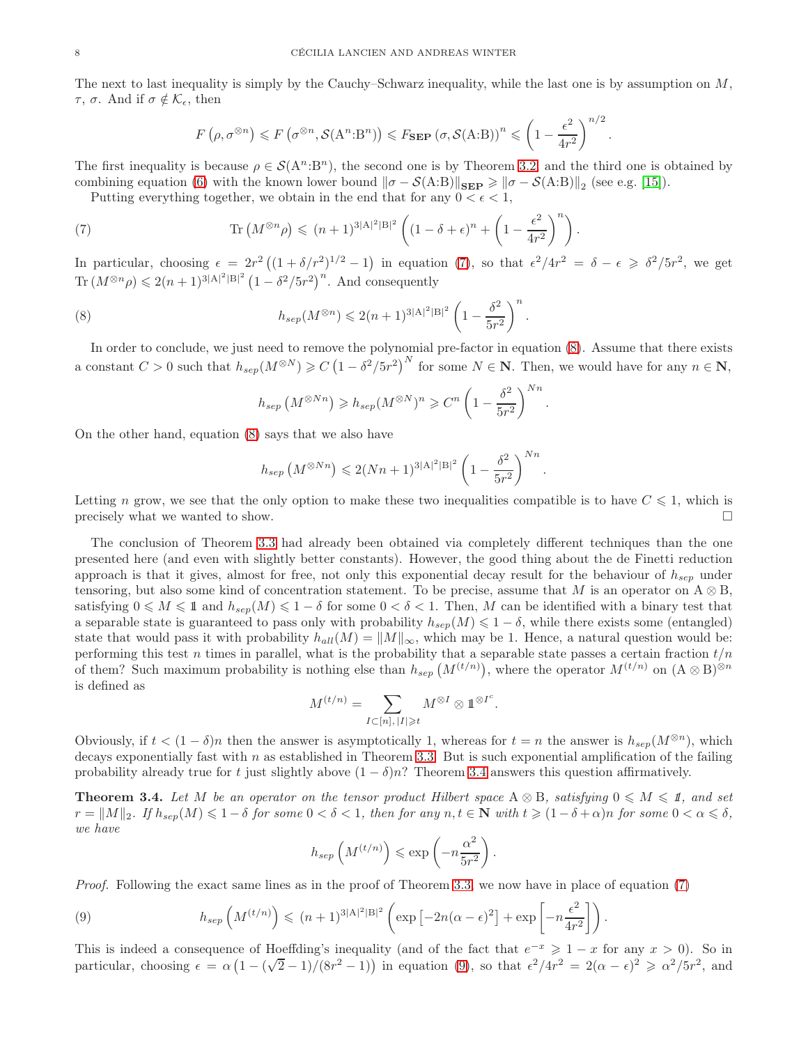The next to last inequality is simply by the Cauchy–Schwarz inequality, while the last one is by assumption on $M$, $\tau$, $\sigma$. And if $\sigma \notin \mathcal{K}_\epsilon$, then

$$F\left(\rho, \sigma^{\otimes n}\right) \leqslant F\left(\sigma^{\otimes n}, \mathcal{S}(\mathrm{A}^n{:}\mathrm{B}^n)\right) \leqslant F_{\mathbf{SEP}}\left(\sigma, \mathcal{S}(\mathrm{A}{:}\mathrm{B})\right)^n \leqslant \left(1-\frac{\epsilon^2}{4r^2}\right)^{n/2}.$$

The first inequality is because $\rho \in \mathcal{S}(\mathrm{A}^n{:}\mathrm{B}^n)$, the second one is by Theorem 3.2, and the third one is obtained by combining equation (6) with the known lower bound $\|\sigma - \mathcal{S}(\mathrm{A}{:}\mathrm{B})\|_{\mathbf{SEP}} \geqslant \|\sigma - \mathcal{S}(\mathrm{A}{:}\mathrm{B})\|_2$ (see e.g. [15]).

Putting everything together, we obtain in the end that for any $0<\epsilon<1$,

$$\operatorname{Tr}\left(M^{\otimes n}\rho\right) \leqslant (n+1)^{3|\mathrm{A}|^2|\mathrm{B}|^2}\left((1-\delta+\epsilon)^n + \left(1-\frac{\epsilon^2}{4r^2}\right)^n\right). \tag{7}$$

In particular, choosing $\epsilon = 2r^2\left((1+\delta/r^2)^{1/2}-1\right)$ in equation (7), so that $\epsilon^2/4r^2 = \delta - \epsilon \geqslant \delta^2/5r^2$, we get $\operatorname{Tr}\left(M^{\otimes n}\rho\right) \leqslant 2(n+1)^{3|\mathrm{A}|^2|\mathrm{B}|^2}\left(1-\delta^2/5r^2\right)^n$. And consequently

$$h_{sep}(M^{\otimes n}) \leqslant 2(n+1)^{3|\mathrm{A}|^2|\mathrm{B}|^2}\left(1-\frac{\delta^2}{5r^2}\right)^n. \tag{8}$$

In order to conclude, we just need to remove the polynomial pre-factor in equation (8). Assume that there exists a constant $C>0$ such that $h_{sep}(M^{\otimes N}) \geqslant C\left(1-\delta^2/5r^2\right)^N$ for some $N\in\mathbf{N}$. Then, we would have for any $n\in\mathbf{N}$,

$$h_{sep}\left(M^{\otimes Nn}\right) \geqslant h_{sep}(M^{\otimes N})^n \geqslant C^n\left(1-\frac{\delta^2}{5r^2}\right)^{Nn}.$$

On the other hand, equation (8) says that we also have

$$h_{sep}\left(M^{\otimes Nn}\right) \leqslant 2(Nn+1)^{3|\mathrm{A}|^2|\mathrm{B}|^2}\left(1-\frac{\delta^2}{5r^2}\right)^{Nn}.$$

Letting $n$ grow, we see that the only option to make these two inequalities compatible is to have $C\leqslant 1$, which is precisely what we wanted to show. □

The conclusion of Theorem 3.3 had already been obtained via completely different techniques than the one presented here (and even with slightly better constants). However, the good thing about the de Finetti reduction approach is that it gives, almost for free, not only this exponential decay result for the behaviour of $h_{sep}$ under tensoring, but also some kind of concentration statement. To be precise, assume that $M$ is an operator on $\mathrm{A}\otimes\mathrm{B}$, satisfying $0\leqslant M\leqslant \mathbb{1}$ and $h_{sep}(M)\leqslant 1-\delta$ for some $0<\delta<1$. Then, $M$ can be identified with a binary test that a separable state is guaranteed to pass only with probability $h_{sep}(M)\leqslant 1-\delta$, while there exists some (entangled) state that would pass it with probability $h_{all}(M)=\|M\|_\infty$, which may be 1. Hence, a natural question would be: performing this test $n$ times in parallel, what is the probability that a separable state passes a certain fraction $t/n$ of them? Such maximum probability is nothing else than $h_{sep}\left(M^{(t/n)}\right)$, where the operator $M^{(t/n)}$ on $(\mathrm{A}\otimes\mathrm{B})^{\otimes n}$ is defined as

$$M^{(t/n)} = \sum_{I\subset[n],\,|I|\geqslant t} M^{\otimes I}\otimes \mathbb{1}^{\otimes I^c}.$$

Obviously, if $t<(1-\delta)n$ then the answer is asymptotically 1, whereas for $t=n$ the answer is $h_{sep}(M^{\otimes n})$, which decays exponentially fast with $n$ as established in Theorem 3.3. But is such exponential amplification of the failing probability already true for $t$ just slightly above $(1-\delta)n$? Theorem 3.4 answers this question affirmatively.

**Theorem 3.4.** *Let $M$ be an operator on the tensor product Hilbert space $\mathrm{A}\otimes\mathrm{B}$, satisfying $0\leqslant M\leqslant \mathbb{1}$, and set $r=\|M\|_2$. If $h_{sep}(M)\leqslant 1-\delta$ for some $0<\delta<1$, then for any $n,t\in\mathbf{N}$ with $t\geqslant(1-\delta+\alpha)n$ for some $0<\alpha\leqslant\delta$, we have*

$$h_{sep}\left(M^{(t/n)}\right) \leqslant \exp\left(-n\frac{\alpha^2}{5r^2}\right).$$

*Proof.* Following the exact same lines as in the proof of Theorem 3.3, we now have in place of equation (7)

$$h_{sep}\left(M^{(t/n)}\right) \leqslant (n+1)^{3|\mathrm{A}|^2|\mathrm{B}|^2}\left(\exp\left[-2n(\alpha-\epsilon)^2\right] + \exp\left[-n\frac{\epsilon^2}{4r^2}\right]\right). \tag{9}$$

This is indeed a consequence of Hoeffding's inequality (and of the fact that $e^{-x}\geqslant 1-x$ for any $x>0$). So in particular, choosing $\epsilon = \alpha\left(1-(\sqrt{2}-1)/(8r^2-1)\right)$ in equation (9), so that $\epsilon^2/4r^2 = 2(\alpha-\epsilon)^2 \geqslant \alpha^2/5r^2$, and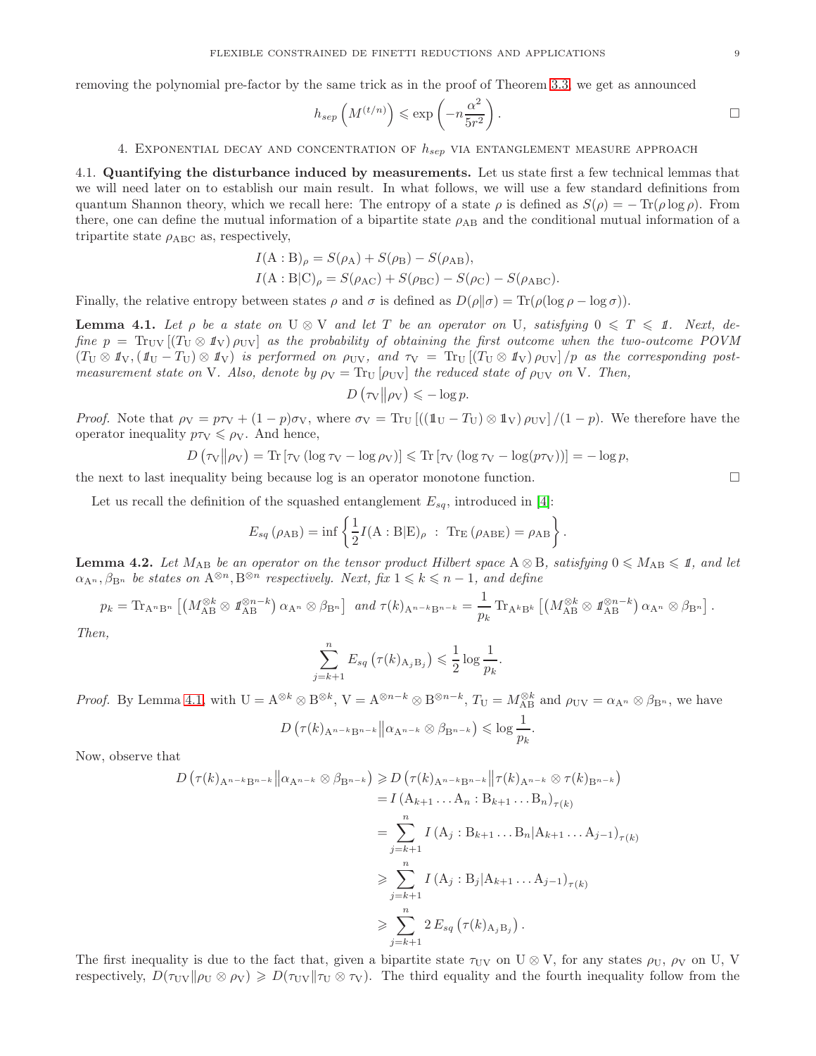removing the polynomial pre-factor by the same trick as in the proof of Theorem 3.3, we get as announced

$$h_{sep}\left(M^{(t/n)}\right) \leqslant \exp\left(-n\frac{\alpha^2}{5r^2}\right). \qquad \square$$

## 4. Exponential decay and concentration of $h_{sep}$ via entanglement measure approach

**4.1. Quantifying the disturbance induced by measurements.** Let us state first a few technical lemmas that we will need later on to establish our main result. In what follows, we will use a few standard definitions from quantum Shannon theory, which we recall here: The entropy of a state $\rho$ is defined as $S(\rho) = -\operatorname{Tr}(\rho\log\rho)$. From there, one can define the mutual information of a bipartite state $\rho_{\mathrm{AB}}$ and the conditional mutual information of a tripartite state $\rho_{\mathrm{ABC}}$ as, respectively,

$$I(\mathrm{A}:\mathrm{B})_\rho = S(\rho_{\mathrm{A}}) + S(\rho_{\mathrm{B}}) - S(\rho_{\mathrm{AB}}),$$
$$I(\mathrm{A}:\mathrm{B}|\mathrm{C})_\rho = S(\rho_{\mathrm{AC}}) + S(\rho_{\mathrm{BC}}) - S(\rho_{\mathrm{C}}) - S(\rho_{\mathrm{ABC}}).$$

Finally, the relative entropy between states $\rho$ and $\sigma$ is defined as $D(\rho\|\sigma) = \operatorname{Tr}(\rho(\log\rho - \log\sigma))$.

**Lemma 4.1.** *Let $\rho$ be a state on $\mathrm{U}\otimes\mathrm{V}$ and let $T$ be an operator on $\mathrm{U}$, satisfying $0 \leqslant T \leqslant \mathbb{1}$. Next, define $p = \operatorname{Tr}_{\mathrm{UV}}\left[(T_{\mathrm{U}}\otimes\mathbb{1}_{\mathrm{V}})\rho_{\mathrm{UV}}\right]$ as the probability of obtaining the first outcome when the two-outcome POVM $(T_{\mathrm{U}}\otimes\mathbb{1}_{\mathrm{V}}, (\mathbb{1}_{\mathrm{U}}-T_{\mathrm{U}})\otimes\mathbb{1}_{\mathrm{V}})$ is performed on $\rho_{\mathrm{UV}}$, and $\tau_{\mathrm{V}} = \operatorname{Tr}_{\mathrm{U}}\left[(T_{\mathrm{U}}\otimes\mathbb{1}_{\mathrm{V}})\rho_{\mathrm{UV}}\right]/p$ as the corresponding post-measurement state on $\mathrm{V}$. Also, denote by $\rho_{\mathrm{V}} = \operatorname{Tr}_{\mathrm{U}}\left[\rho_{\mathrm{UV}}\right]$ the reduced state of $\rho_{\mathrm{UV}}$ on $\mathrm{V}$. Then,*

$$D\left(\tau_{\mathrm{V}}\middle\|\rho_{\mathrm{V}}\right) \leqslant -\log p.$$

*Proof.* Note that $\rho_{\mathrm{V}} = p\tau_{\mathrm{V}} + (1-p)\sigma_{\mathrm{V}}$, where $\sigma_{\mathrm{V}} = \operatorname{Tr}_{\mathrm{U}}\left[((\mathbb{1}_{\mathrm{U}}-T_{\mathrm{U}})\otimes\mathbb{1}_{\mathrm{V}})\rho_{\mathrm{UV}}\right]/(1-p)$. We therefore have the operator inequality $p\tau_{\mathrm{V}} \leqslant \rho_{\mathrm{V}}$. And hence,

$$D\left(\tau_{\mathrm{V}}\middle\|\rho_{\mathrm{V}}\right) = \operatorname{Tr}\left[\tau_{\mathrm{V}}\left(\log\tau_{\mathrm{V}} - \log\rho_{\mathrm{V}}\right)\right] \leqslant \operatorname{Tr}\left[\tau_{\mathrm{V}}\left(\log\tau_{\mathrm{V}} - \log(p\tau_{\mathrm{V}})\right)\right] = -\log p,$$

the next to last inequality being because log is an operator monotone function. $\square$

Let us recall the definition of the squashed entanglement $E_{sq}$, introduced in [4]:

$$E_{sq}\left(\rho_{\mathrm{AB}}\right) = \inf\left\{\frac{1}{2}I(\mathrm{A}:\mathrm{B}|\mathrm{E})_\rho \;:\; \operatorname{Tr}_{\mathrm{E}}\left(\rho_{\mathrm{ABE}}\right) = \rho_{\mathrm{AB}}\right\}.$$

**Lemma 4.2.** *Let $M_{\mathrm{AB}}$ be an operator on the tensor product Hilbert space $\mathrm{A}\otimes\mathrm{B}$, satisfying $0 \leqslant M_{\mathrm{AB}} \leqslant \mathbb{1}$, and let $\alpha_{\mathrm{A}^n}, \beta_{\mathrm{B}^n}$ be states on $\mathrm{A}^{\otimes n}, \mathrm{B}^{\otimes n}$ respectively. Next, fix $1 \leqslant k \leqslant n-1$, and define*

$$p_k = \operatorname{Tr}_{\mathrm{A}^n\mathrm{B}^n}\left[\left(M_{\mathrm{AB}}^{\otimes k}\otimes\mathbb{1}_{\mathrm{AB}}^{\otimes n-k}\right)\alpha_{\mathrm{A}^n}\otimes\beta_{\mathrm{B}^n}\right] \text{ and } \tau(k)_{\mathrm{A}^{n-k}\mathrm{B}^{n-k}} = \frac{1}{p_k}\operatorname{Tr}_{\mathrm{A}^k\mathrm{B}^k}\left[\left(M_{\mathrm{AB}}^{\otimes k}\otimes\mathbb{1}_{\mathrm{AB}}^{\otimes n-k}\right)\alpha_{\mathrm{A}^n}\otimes\beta_{\mathrm{B}^n}\right].$$

*Then,*

$$\sum_{j=k+1}^{n} E_{sq}\left(\tau(k)_{\mathrm{A}_j\mathrm{B}_j}\right) \leqslant \frac{1}{2}\log\frac{1}{p_k}.$$

*Proof.* By Lemma 4.1, with $\mathrm{U} = \mathrm{A}^{\otimes k}\otimes\mathrm{B}^{\otimes k}$, $\mathrm{V} = \mathrm{A}^{\otimes n-k}\otimes\mathrm{B}^{\otimes n-k}$, $T_{\mathrm{U}} = M_{\mathrm{AB}}^{\otimes k}$ and $\rho_{\mathrm{UV}} = \alpha_{\mathrm{A}^n}\otimes\beta_{\mathrm{B}^n}$, we have

$$D\left(\tau(k)_{\mathrm{A}^{n-k}\mathrm{B}^{n-k}}\middle\|\alpha_{\mathrm{A}^{n-k}}\otimes\beta_{\mathrm{B}^{n-k}}\right) \leqslant \log\frac{1}{p_k}.$$

Now, observe that

$$\begin{aligned}
D\left(\tau(k)_{\mathrm{A}^{n-k}\mathrm{B}^{n-k}}\middle\|\alpha_{\mathrm{A}^{n-k}}\otimes\beta_{\mathrm{B}^{n-k}}\right) &\geqslant D\left(\tau(k)_{\mathrm{A}^{n-k}\mathrm{B}^{n-k}}\middle\|\tau(k)_{\mathrm{A}^{n-k}}\otimes\tau(k)_{\mathrm{B}^{n-k}}\right) \\
&= I\left(\mathrm{A}_{k+1}\ldots\mathrm{A}_n : \mathrm{B}_{k+1}\ldots\mathrm{B}_n\right)_{\tau(k)} \\
&= \sum_{j=k+1}^{n} I\left(\mathrm{A}_j : \mathrm{B}_{k+1}\ldots\mathrm{B}_n|\mathrm{A}_{k+1}\ldots\mathrm{A}_{j-1}\right)_{\tau(k)} \\
&\geqslant \sum_{j=k+1}^{n} I\left(\mathrm{A}_j : \mathrm{B}_j|\mathrm{A}_{k+1}\ldots\mathrm{A}_{j-1}\right)_{\tau(k)} \\
&\geqslant \sum_{j=k+1}^{n} 2\,E_{sq}\left(\tau(k)_{\mathrm{A}_j\mathrm{B}_j}\right).
\end{aligned}$$

The first inequality is due to the fact that, given a bipartite state $\tau_{\mathrm{UV}}$ on $\mathrm{U}\otimes\mathrm{V}$, for any states $\rho_{\mathrm{U}}$, $\rho_{\mathrm{V}}$ on U, V respectively, $D(\tau_{\mathrm{UV}}\|\rho_{\mathrm{U}}\otimes\rho_{\mathrm{V}}) \geqslant D(\tau_{\mathrm{UV}}\|\tau_{\mathrm{U}}\otimes\tau_{\mathrm{V}})$. The third equality and the fourth inequality follow from the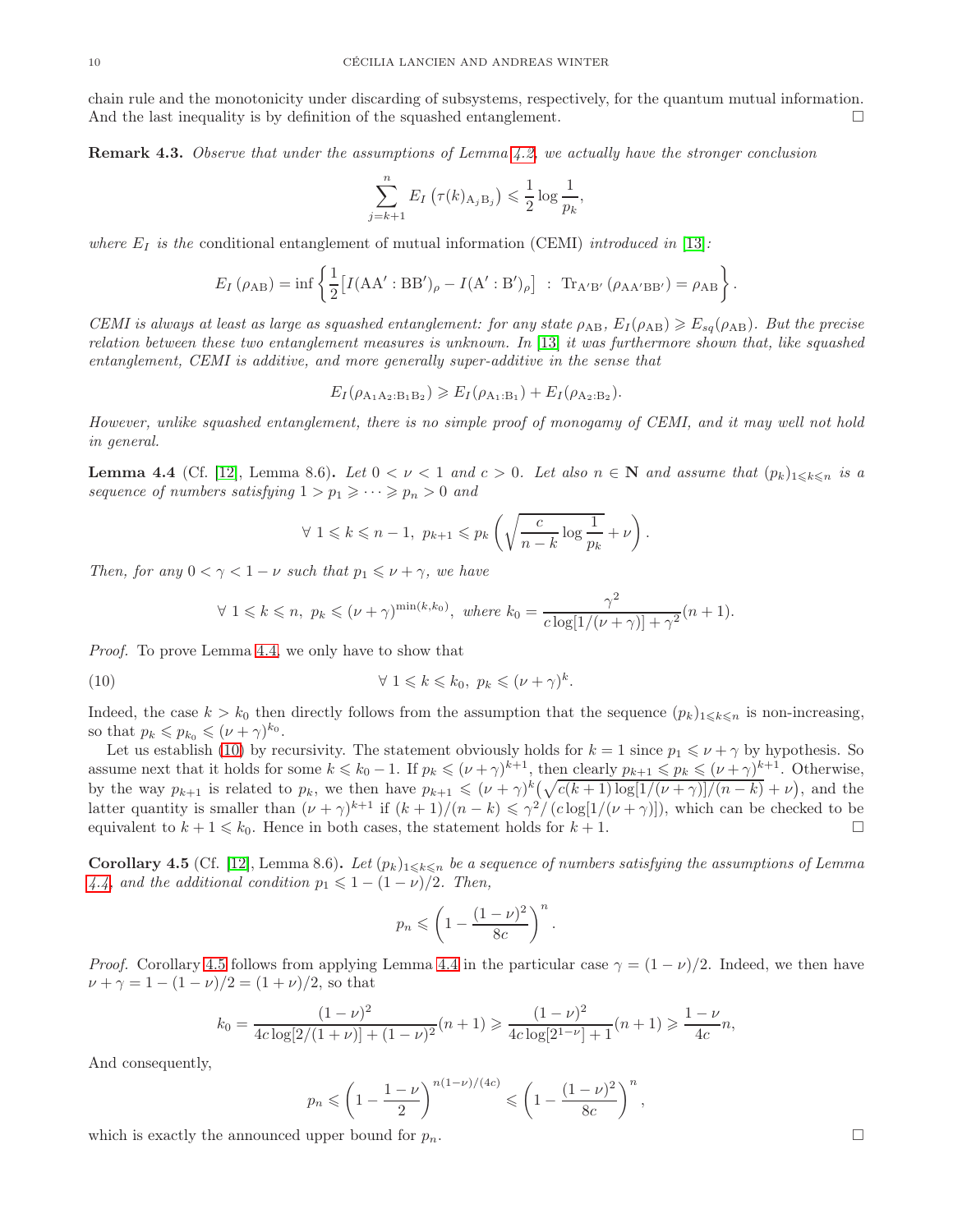chain rule and the monotonicity under discarding of subsystems, respectively, for the quantum mutual information. And the last inequality is by definition of the squashed entanglement. □

**Remark 4.3.** *Observe that under the assumptions of Lemma 4.2, we actually have the stronger conclusion*

$$\sum_{j=k+1}^{n} E_I\left(\tau(k)_{\mathrm{A}_j\mathrm{B}_j}\right) \leqslant \frac{1}{2}\log\frac{1}{p_k},$$

*where $E_I$ is the* conditional entanglement of mutual information (CEMI) *introduced in [13]:*

$$E_I\left(\rho_{\mathrm{AB}}\right) = \inf\left\{\frac{1}{2}\left[I(\mathrm{AA}':\mathrm{BB}')_\rho - I(\mathrm{A}':\mathrm{B}')_\rho\right] \;:\; \mathrm{Tr}_{\mathrm{A}'\mathrm{B}'}\left(\rho_{\mathrm{AA}'\mathrm{BB}'}\right) = \rho_{\mathrm{AB}}\right\}.$$

*CEMI is always at least as large as squashed entanglement: for any state $\rho_{\mathrm{AB}}$, $E_I(\rho_{\mathrm{AB}}) \geqslant E_{sq}(\rho_{\mathrm{AB}})$. But the precise relation between these two entanglement measures is unknown. In [13] it was furthermore shown that, like squashed entanglement, CEMI is additive, and more generally super-additive in the sense that*

$$E_I(\rho_{\mathrm{A}_1\mathrm{A}_2:\mathrm{B}_1\mathrm{B}_2}) \geqslant E_I(\rho_{\mathrm{A}_1:\mathrm{B}_1}) + E_I(\rho_{\mathrm{A}_2:\mathrm{B}_2}).$$

*However, unlike squashed entanglement, there is no simple proof of monogamy of CEMI, and it may well not hold in general.*

**Lemma 4.4** (Cf. [12], Lemma 8.6)**.** *Let $0<\nu<1$ and $c>0$. Let also $n\in\mathbf{N}$ and assume that $(p_k)_{1\leqslant k\leqslant n}$ is a sequence of numbers satisfying $1>p_1\geqslant\cdots\geqslant p_n>0$ and*

$$\forall\ 1\leqslant k\leqslant n-1,\ p_{k+1}\leqslant p_k\left(\sqrt{\frac{c}{n-k}\log\frac{1}{p_k}}+\nu\right).$$

*Then, for any $0<\gamma<1-\nu$ such that $p_1\leqslant\nu+\gamma$, we have*

$$\forall\ 1\leqslant k\leqslant n,\ p_k\leqslant(\nu+\gamma)^{\min(k,k_0)},\ \text{where } k_0=\frac{\gamma^2}{c\log[1/(\nu+\gamma)]+\gamma^2}(n+1).$$

*Proof.* To prove Lemma 4.4, we only have to show that

$$\forall\ 1\leqslant k\leqslant k_0,\ p_k\leqslant(\nu+\gamma)^k. \tag{10}$$

Indeed, the case $k>k_0$ then directly follows from the assumption that the sequence $(p_k)_{1\leqslant k\leqslant n}$ is non-increasing, so that $p_k\leqslant p_{k_0}\leqslant(\nu+\gamma)^{k_0}$.

Let us establish (10) by recursivity. The statement obviously holds for $k=1$ since $p_1\leqslant\nu+\gamma$ by hypothesis. So assume next that it holds for some $k\leqslant k_0-1$. If $p_k\leqslant(\nu+\gamma)^{k+1}$, then clearly $p_{k+1}\leqslant p_k\leqslant(\nu+\gamma)^{k+1}$. Otherwise, by the way $p_{k+1}$ is related to $p_k$, we then have $p_{k+1}\leqslant(\nu+\gamma)^k\left(\sqrt{c(k+1)\log[1/(\nu+\gamma)]/(n-k)}+\nu\right)$, and the latter quantity is smaller than $(\nu+\gamma)^{k+1}$ if $(k+1)/(n-k)\leqslant\gamma^2/(c\log[1/(\nu+\gamma)])$, which can be checked to be equivalent to $k+1\leqslant k_0$. Hence in both cases, the statement holds for $k+1$. □

**Corollary 4.5** (Cf. [12], Lemma 8.6)**.** *Let $(p_k)_{1\leqslant k\leqslant n}$ be a sequence of numbers satisfying the assumptions of Lemma 4.4, and the additional condition $p_1\leqslant 1-(1-\nu)/2$. Then,*

$$p_n\leqslant\left(1-\frac{(1-\nu)^2}{8c}\right)^n.$$

*Proof.* Corollary 4.5 follows from applying Lemma 4.4 in the particular case $\gamma=(1-\nu)/2$. Indeed, we then have $\nu+\gamma=1-(1-\nu)/2=(1+\nu)/2$, so that

$$k_0=\frac{(1-\nu)^2}{4c\log[2/(1+\nu)]+(1-\nu)^2}(n+1)\geqslant\frac{(1-\nu)^2}{4c\log[2^{1-\nu}]+1}(n+1)\geqslant\frac{1-\nu}{4c}n,$$

And consequently,

$$p_n\leqslant\left(1-\frac{1-\nu}{2}\right)^{n(1-\nu)/(4c)}\leqslant\left(1-\frac{(1-\nu)^2}{8c}\right)^n,$$

which is exactly the announced upper bound for $p_n$. □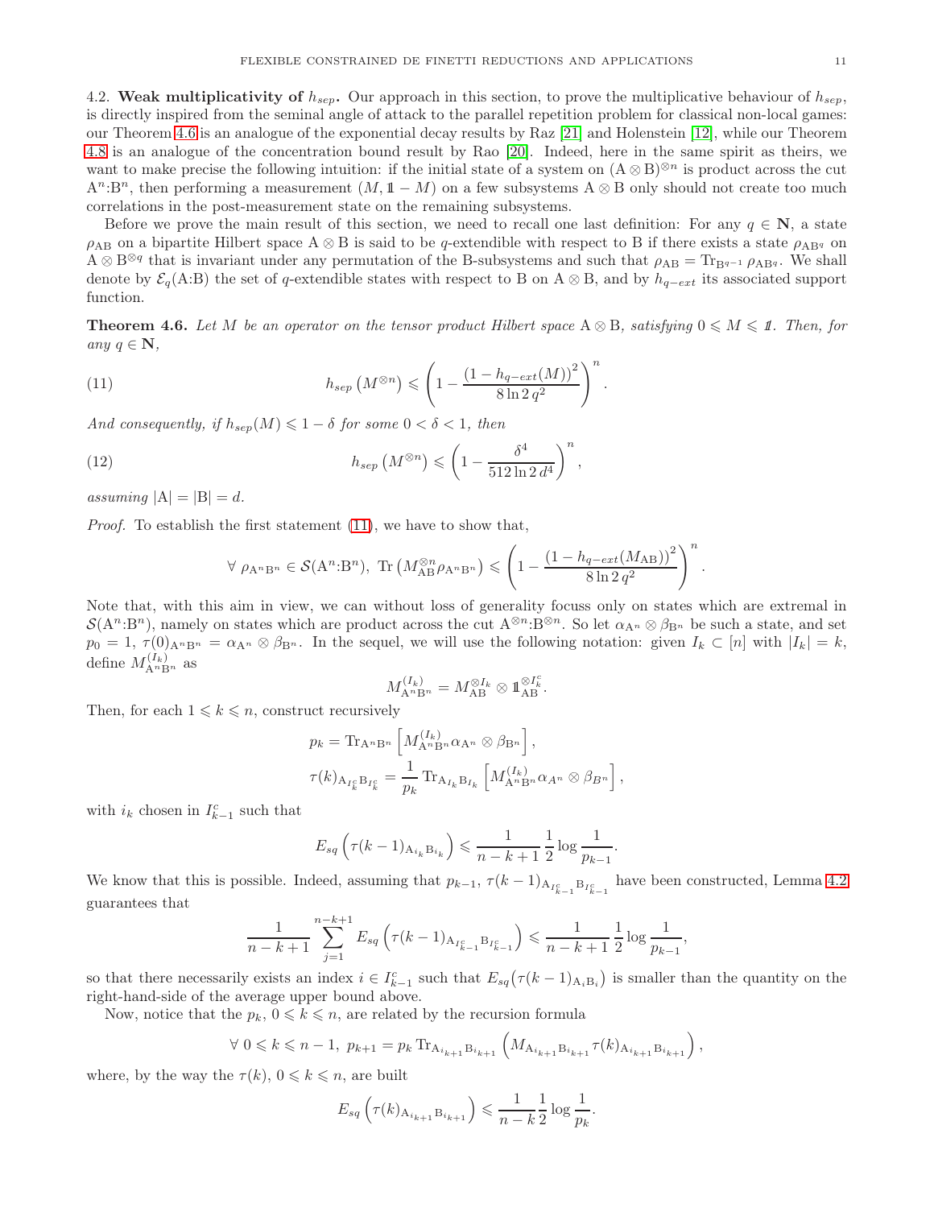4.2. **Weak multiplicativity of $h_{sep}$.** Our approach in this section, to prove the multiplicative behaviour of $h_{sep}$, is directly inspired from the seminal angle of attack to the parallel repetition problem for classical non-local games: our Theorem 4.6 is an analogue of the exponential decay results by Raz [21] and Holenstein [12], while our Theorem 4.8 is an analogue of the concentration bound result by Rao [20]. Indeed, here in the same spirit as theirs, we want to make precise the following intuition: if the initial state of a system on $(\mathrm{A}\otimes\mathrm{B})^{\otimes n}$ is product across the cut $\mathrm{A}^n{:}\mathrm{B}^n$, then performing a measurement $(M,\mathbb{1}-M)$ on a few subsystems $\mathrm{A}\otimes\mathrm{B}$ only should not create too much correlations in the post-measurement state on the remaining subsystems.

Before we prove the main result of this section, we need to recall one last definition: For any $q\in\mathbf{N}$, a state $\rho_{\mathrm{AB}}$ on a bipartite Hilbert space $\mathrm{A}\otimes\mathrm{B}$ is said to be $q$-extendible with respect to B if there exists a state $\rho_{\mathrm{AB}^q}$ on $\mathrm{A}\otimes\mathrm{B}^{\otimes q}$ that is invariant under any permutation of the B-subsystems and such that $\rho_{\mathrm{AB}}=\mathrm{Tr}_{\mathrm{B}^{q-1}}\,\rho_{\mathrm{AB}^q}$. We shall denote by $\mathcal{E}_q(\mathrm{A}{:}\mathrm{B})$ the set of $q$-extendible states with respect to B on $\mathrm{A}\otimes\mathrm{B}$, and by $h_{q-ext}$ its associated support function.

**Theorem 4.6.** *Let $M$ be an operator on the tensor product Hilbert space $\mathrm{A}\otimes\mathrm{B}$, satisfying $0\leqslant M\leqslant\mathbb{1}$. Then, for any $q\in\mathbf{N}$,*

$$h_{sep}\left(M^{\otimes n}\right)\leqslant\left(1-\frac{\left(1-h_{q-ext}(M)\right)^2}{8\ln 2\,q^2}\right)^n. \tag{11}$$

*And consequently, if $h_{sep}(M)\leqslant 1-\delta$ for some $0<\delta<1$, then*

$$h_{sep}\left(M^{\otimes n}\right)\leqslant\left(1-\frac{\delta^4}{512\ln 2\,d^4}\right)^n, \tag{12}$$

*assuming $|\mathrm{A}|=|\mathrm{B}|=d$.*

*Proof.* To establish the first statement (11), we have to show that,

$$\forall\ \rho_{\mathrm{A}^n\mathrm{B}^n}\in\mathcal{S}(\mathrm{A}^n{:}\mathrm{B}^n),\ \mathrm{Tr}\left(M_{\mathrm{AB}}^{\otimes n}\rho_{\mathrm{A}^n\mathrm{B}^n}\right)\leqslant\left(1-\frac{\left(1-h_{q-ext}(M_{\mathrm{AB}})\right)^2}{8\ln 2\,q^2}\right)^n.$$

Note that, with this aim in view, we can without loss of generality focuss only on states which are extremal in $\mathcal{S}(\mathrm{A}^n{:}\mathrm{B}^n)$, namely on states which are product across the cut $\mathrm{A}^{\otimes n}{:}\mathrm{B}^{\otimes n}$. So let $\alpha_{\mathrm{A}^n}\otimes\beta_{\mathrm{B}^n}$ be such a state, and set $p_0=1$, $\tau(0)_{\mathrm{A}^n\mathrm{B}^n}=\alpha_{\mathrm{A}^n}\otimes\beta_{\mathrm{B}^n}$. In the sequel, we will use the following notation: given $I_k\subset[n]$ with $|I_k|=k$, define $M_{\mathrm{A}^n\mathrm{B}^n}^{(I_k)}$ as

$$M_{\mathrm{A}^n\mathrm{B}^n}^{(I_k)}=M_{\mathrm{AB}}^{\otimes I_k}\otimes\mathbb{1}_{\mathrm{AB}}^{\otimes I_k^c}.$$

Then, for each $1\leqslant k\leqslant n$, construct recursively

$$p_k=\mathrm{Tr}_{\mathrm{A}^n\mathrm{B}^n}\left[M_{\mathrm{A}^n\mathrm{B}^n}^{(I_k)}\alpha_{\mathrm{A}^n}\otimes\beta_{\mathrm{B}^n}\right],$$

$$\tau(k)_{\mathrm{A}_{I_k^c}\mathrm{B}_{I_k^c}}=\frac{1}{p_k}\mathrm{Tr}_{\mathrm{A}_{I_k}\mathrm{B}_{I_k}}\left[M_{\mathrm{A}^n\mathrm{B}^n}^{(I_k)}\alpha_{A^n}\otimes\beta_{B^n}\right],$$

with $i_k$ chosen in $I_{k-1}^c$ such that

$$E_{sq}\left(\tau(k-1)_{\mathrm{A}_{i_k}\mathrm{B}_{i_k}}\right)\leqslant\frac{1}{n-k+1}\frac{1}{2}\log\frac{1}{p_{k-1}}.$$

We know that this is possible. Indeed, assuming that $p_{k-1}$, $\tau(k-1)_{\mathrm{A}_{I_{k-1}^c}\mathrm{B}_{I_{k-1}^c}}$ have been constructed, Lemma 4.2 guarantees that

$$\frac{1}{n-k+1}\sum_{j=1}^{n-k+1}E_{sq}\left(\tau(k-1)_{\mathrm{A}_{I_{k-1}^c}\mathrm{B}_{I_{k-1}^c}}\right)\leqslant\frac{1}{n-k+1}\frac{1}{2}\log\frac{1}{p_{k-1}},$$

so that there necessarily exists an index $i\in I_{k-1}^c$ such that $E_{sq}\big(\tau(k-1)_{\mathrm{A}_i\mathrm{B}_i}\big)$ is smaller than the quantity on the right-hand-side of the average upper bound above.

Now, notice that the $p_k$, $0\leqslant k\leqslant n$, are related by the recursion formula

$$\forall\ 0\leqslant k\leqslant n-1,\ p_{k+1}=p_k\,\mathrm{Tr}_{\mathrm{A}_{i_{k+1}}\mathrm{B}_{i_{k+1}}}\left(M_{\mathrm{A}_{i_{k+1}}\mathrm{B}_{i_{k+1}}}\tau(k)_{\mathrm{A}_{i_{k+1}}\mathrm{B}_{i_{k+1}}}\right),$$

where, by the way the $\tau(k)$, $0\leqslant k\leqslant n$, are built

$$E_{sq}\left(\tau(k)_{\mathrm{A}_{i_{k+1}}\mathrm{B}_{i_{k+1}}}\right)\leqslant\frac{1}{n-k}\frac{1}{2}\log\frac{1}{p_k}.$$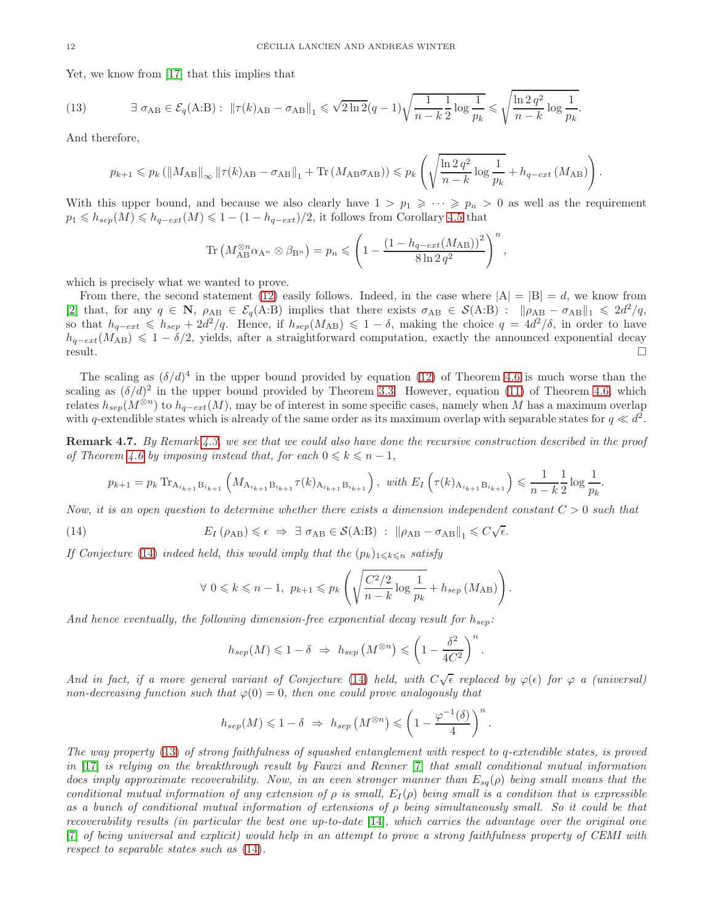Yet, we know from [17] that this implies that

$$\exists\ \sigma_{\mathrm{AB}} \in \mathcal{E}_q(\mathrm{A{:}B}) :\ \left\|\tau(k)_{\mathrm{AB}} - \sigma_{\mathrm{AB}}\right\|_1 \leqslant \sqrt{2\ln 2}(q-1)\sqrt{\frac{1}{n-k}\frac{1}{2}\log\frac{1}{p_k}} \leqslant \sqrt{\frac{\ln 2\, q^2}{n-k}\log\frac{1}{p_k}}. \tag{13}$$

And therefore,

$$p_{k+1} \leqslant p_k \left( \left\|M_{\mathrm{AB}}\right\|_\infty \left\|\tau(k)_{\mathrm{AB}} - \sigma_{\mathrm{AB}}\right\|_1 + \mathrm{Tr}\left(M_{\mathrm{AB}}\sigma_{\mathrm{AB}}\right)\right) \leqslant p_k \left( \sqrt{\frac{\ln 2\, q^2}{n-k}\log\frac{1}{p_k}} + h_{q-ext}\left(M_{\mathrm{AB}}\right)\right).$$

With this upper bound, and because we also clearly have $1 > p_1 \geqslant \cdots \geqslant p_n > 0$ as well as the requirement $p_1 \leqslant h_{sep}(M) \leqslant h_{q-ext}(M) \leqslant 1-(1-h_{q-ext})/2$, it follows from Corollary 4.5 that

$$\mathrm{Tr}\left(M_{\mathrm{AB}}^{\otimes n}\alpha_{\mathrm{A}^n}\otimes\beta_{\mathrm{B}^n}\right) = p_n \leqslant \left(1 - \frac{\left(1-h_{q-ext}(M_{\mathrm{AB}})\right)^2}{8\ln 2\, q^2}\right)^n,$$

which is precisely what we wanted to prove.

From there, the second statement (12) easily follows. Indeed, in the case where $|\mathrm{A}| = |\mathrm{B}| = d$, we know from [2] that, for any $q \in \mathbf{N}$, $\rho_{\mathrm{AB}} \in \mathcal{E}_q(\mathrm{A{:}B})$ implies that there exists $\sigma_{\mathrm{AB}} \in \mathcal{S}(\mathrm{A{:}B})$ : $\left\|\rho_{\mathrm{AB}} - \sigma_{\mathrm{AB}}\right\|_1 \leqslant 2d^2/q$, so that $h_{q-ext} \leqslant h_{sep} + 2d^2/q$. Hence, if $h_{sep}(M_{\mathrm{AB}}) \leqslant 1-\delta$, making the choice $q = 4d^2/\delta$, in order to have $h_{q-ext}(M_{\mathrm{AB}}) \leqslant 1-\delta/2$, yields, after a straightforward computation, exactly the announced exponential decay result. □

The scaling as $(\delta/d)^4$ in the upper bound provided by equation (12) of Theorem 4.6 is much worse than the scaling as $(\delta/d)^2$ in the upper bound provided by Theorem 3.3. However, equation (11) of Theorem 4.6, which relates $h_{sep}(M^{\otimes n})$ to $h_{q-ext}(M)$, may be of interest in some specific cases, namely when $M$ has a maximum overlap with $q$-extendible states which is already of the same order as its maximum overlap with separable states for $q \ll d^2$.

**Remark 4.7.** *By Remark 4.3, we see that we could also have done the recursive construction described in the proof of Theorem 4.6 by imposing instead that, for each $0 \leqslant k \leqslant n-1$,*

$$p_{k+1} = p_k\, \mathrm{Tr}_{\mathrm{A}_{i_{k+1}}\mathrm{B}_{i_{k+1}}}\left(M_{\mathrm{A}_{i_{k+1}}\mathrm{B}_{i_{k+1}}}\tau(k)_{\mathrm{A}_{i_{k+1}}\mathrm{B}_{i_{k+1}}}\right),\ \textit{with}\ E_I\left(\tau(k)_{\mathrm{A}_{i_{k+1}}\mathrm{B}_{i_{k+1}}}\right) \leqslant \frac{1}{n-k}\frac{1}{2}\log\frac{1}{p_k}.$$

*Now, it is an open question to determine whether there exists a dimension independent constant $C > 0$ such that*

$$E_I\left(\rho_{\mathrm{AB}}\right) \leqslant \epsilon\ \Rightarrow\ \exists\ \sigma_{\mathrm{AB}} \in \mathcal{S}(\mathrm{A{:}B})\ :\ \left\|\rho_{\mathrm{AB}} - \sigma_{\mathrm{AB}}\right\|_1 \leqslant C\sqrt{\epsilon}. \tag{14}$$

*If Conjecture (14) indeed held, this would imply that the $(p_k)_{1\leqslant k\leqslant n}$ satisfy*

$$\forall\ 0 \leqslant k \leqslant n-1,\ p_{k+1} \leqslant p_k \left(\sqrt{\frac{C^2/2}{n-k}\log\frac{1}{p_k}} + h_{sep}\left(M_{\mathrm{AB}}\right)\right).$$

*And hence eventually, the following dimension-free exponential decay result for $h_{sep}$:*

$$h_{sep}(M) \leqslant 1-\delta\ \Rightarrow\ h_{sep}\left(M^{\otimes n}\right) \leqslant \left(1 - \frac{\delta^2}{4C^2}\right)^n.$$

*And in fact, if a more general variant of Conjecture (14) held, with $C\sqrt{\epsilon}$ replaced by $\varphi(\epsilon)$ for $\varphi$ a (universal) non-decreasing function such that $\varphi(0) = 0$, then one could prove analogously that*

$$h_{sep}(M) \leqslant 1-\delta\ \Rightarrow\ h_{sep}\left(M^{\otimes n}\right) \leqslant \left(1 - \frac{\varphi^{-1}(\delta)}{4}\right)^n.$$

*The way property (13) of strong faithfulness of squashed entanglement with respect to q-extendible states, is proved in [17] is relying on the breakthrough result by Fawzi and Renner [7] that small conditional mutual information does imply approximate recoverability. Now, in an even stronger manner than $E_{sq}(\rho)$ being small means that the conditional mutual information of any extension of $\rho$ is small, $E_I(\rho)$ being small is a condition that is expressible as a bunch of conditional mutual information of extensions of $\rho$ being simultaneously small. So it could be that recoverability results (in particular the best one up-to-date [14], which carries the advantage over the original one [7] of being universal and explicit) would help in an attempt to prove a strong faithfulness property of CEMI with respect to separable states such as (14).*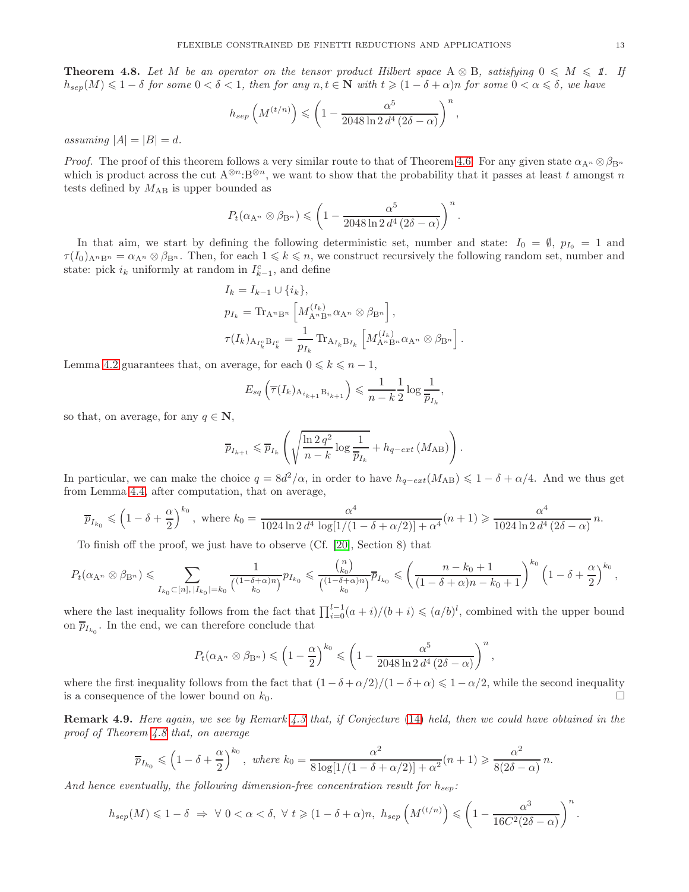**Theorem 4.8.** *Let $M$ be an operator on the tensor product Hilbert space $\mathrm{A}\otimes\mathrm{B}$, satisfying $0\leqslant M\leqslant 1\!\!1$. If $h_{sep}(M)\leqslant 1-\delta$ for some $0<\delta<1$, then for any $n,t\in\mathbf{N}$ with $t\geqslant(1-\delta+\alpha)n$ for some $0<\alpha\leqslant\delta$, we have*

$$h_{sep}\left(M^{(t/n)}\right)\leqslant\left(1-\frac{\alpha^5}{2048\ln 2\, d^4\,(2\delta-\alpha)}\right)^n,$$

*assuming $|A|=|B|=d$.*

*Proof.* The proof of this theorem follows a very similar route to that of Theorem 4.6. For any given state $\alpha_{\mathrm{A}^n}\otimes\beta_{\mathrm{B}^n}$ which is product across the cut $\mathrm{A}^{\otimes n}{:}\mathrm{B}^{\otimes n}$, we want to show that the probability that it passes at least $t$ amongst $n$ tests defined by $M_{\mathrm{AB}}$ is upper bounded as

$$P_t(\alpha_{\mathrm{A}^n}\otimes\beta_{\mathrm{B}^n})\leqslant\left(1-\frac{\alpha^5}{2048\ln 2\, d^4\,(2\delta-\alpha)}\right)^n.$$

In that aim, we start by defining the following deterministic set, number and state: $I_0=\emptyset$, $p_{I_0}=1$ and $\tau(I_0)_{\mathrm{A}^n\mathrm{B}^n}=\alpha_{\mathrm{A}^n}\otimes\beta_{\mathrm{B}^n}$. Then, for each $1\leqslant k\leqslant n$, we construct recursively the following random set, number and state: pick $i_k$ uniformly at random in $I_{k-1}^c$, and define

$$\begin{aligned}
&I_k=I_{k-1}\cup\{i_k\},\\
&p_{I_k}=\mathrm{Tr}_{\mathrm{A}^n\mathrm{B}^n}\left[M^{(I_k)}_{\mathrm{A}^n\mathrm{B}^n}\alpha_{\mathrm{A}^n}\otimes\beta_{\mathrm{B}^n}\right],\\
&\tau(I_k)_{\mathrm{A}_{I_k^c}\mathrm{B}_{I_k^c}}=\frac{1}{p_{I_k}}\mathrm{Tr}_{\mathrm{A}_{I_k}\mathrm{B}_{I_k}}\left[M^{(I_k)}_{\mathrm{A}^n\mathrm{B}^n}\alpha_{\mathrm{A}^n}\otimes\beta_{\mathrm{B}^n}\right].
\end{aligned}$$

Lemma 4.2 guarantees that, on average, for each $0\leqslant k\leqslant n-1$,

$$E_{sq}\left(\overline{\tau}(I_k)_{\mathrm{A}_{i_{k+1}}\mathrm{B}_{i_{k+1}}}\right)\leqslant\frac{1}{n-k}\frac{1}{2}\log\frac{1}{\overline{p}_{I_k}},$$

so that, on average, for any $q\in\mathbf{N}$,

$$\overline{p}_{I_{k+1}}\leqslant\overline{p}_{I_k}\left(\sqrt{\frac{\ln 2\, q^2}{n-k}\log\frac{1}{\overline{p}_{I_k}}}+h_{q-ext}\left(M_{\mathrm{AB}}\right)\right).$$

In particular, we can make the choice $q=8d^2/\alpha$, in order to have $h_{q-ext}(M_{\mathrm{AB}})\leqslant 1-\delta+\alpha/4$. And we thus get from Lemma 4.4, after computation, that on average,

$$\overline{p}_{I_{k_0}}\leqslant\left(1-\delta+\frac{\alpha}{2}\right)^{k_0},\ \text{where } k_0=\frac{\alpha^4}{1024\ln 2\, d^4\,\log[1/(1-\delta+\alpha/2)]+\alpha^4}(n+1)\geqslant\frac{\alpha^4}{1024\ln 2\, d^4\,(2\delta-\alpha)}\,n.$$

To finish off the proof, we just have to observe (Cf. [20], Section 8) that

$$P_t(\alpha_{\mathrm{A}^n}\otimes\beta_{\mathrm{B}^n})\leqslant\sum_{I_{k_0}\subset[n],\,|I_{k_0}|=k_0}\frac{1}{\binom{(1-\delta+\alpha)n}{k_0}}p_{I_{k_0}}\leqslant\frac{\binom{n}{k_0}}{\binom{(1-\delta+\alpha)n}{k_0}}\overline{p}_{I_{k_0}}\leqslant\left(\frac{n-k_0+1}{(1-\delta+\alpha)n-k_0+1}\right)^{k_0}\left(1-\delta+\frac{\alpha}{2}\right)^{k_0},$$

where the last inequality follows from the fact that $\prod_{i=0}^{l-1}(a+i)/(b+i)\leqslant(a/b)^l$, combined with the upper bound on $\overline{p}_{I_{k_0}}$. In the end, we can therefore conclude that

$$P_t(\alpha_{\mathrm{A}^n}\otimes\beta_{\mathrm{B}^n})\leqslant\left(1-\frac{\alpha}{2}\right)^{k_0}\leqslant\left(1-\frac{\alpha^5}{2048\ln 2\, d^4\,(2\delta-\alpha)}\right)^n,$$

where the first inequality follows from the fact that $(1-\delta+\alpha/2)/(1-\delta+\alpha)\leqslant 1-\alpha/2$, while the second inequality is a consequence of the lower bound on $k_0$. $\square$

**Remark 4.9.** *Here again, we see by Remark 4.3 that, if Conjecture (14) held, then we could have obtained in the proof of Theorem 4.8 that, on average*

$$\overline{p}_{I_{k_0}}\leqslant\left(1-\delta+\frac{\alpha}{2}\right)^{k_0},\ \text{where } k_0=\frac{\alpha^2}{8\log[1/(1-\delta+\alpha/2)]+\alpha^2}(n+1)\geqslant\frac{\alpha^2}{8(2\delta-\alpha)}\,n.$$

*And hence eventually, the following dimension-free concentration result for $h_{sep}$:*

$$h_{sep}(M)\leqslant 1-\delta\ \Rightarrow\ \forall\ 0<\alpha<\delta,\ \forall\ t\geqslant(1-\delta+\alpha)n,\ h_{sep}\left(M^{(t/n)}\right)\leqslant\left(1-\frac{\alpha^3}{16C^2(2\delta-\alpha)}\right)^n.$$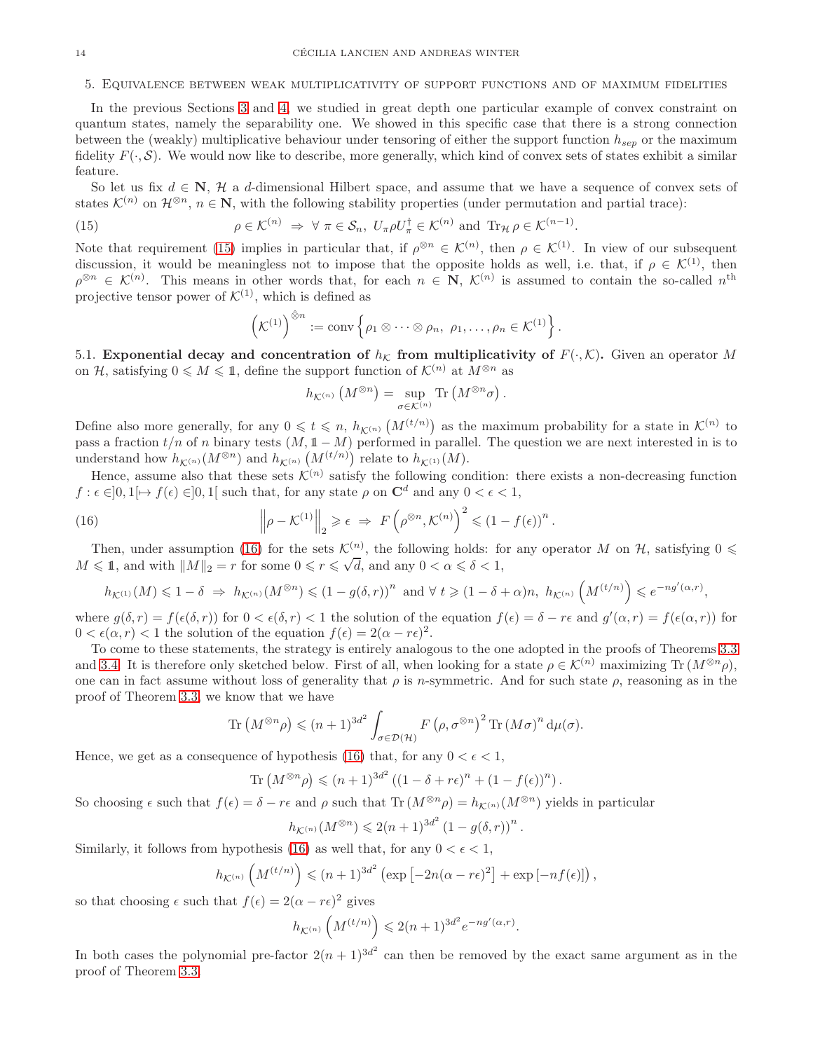## 5. Equivalence between weak multiplicativity of support functions and of maximum fidelities

In the previous Sections 3 and 4, we studied in great depth one particular example of convex constraint on quantum states, namely the separability one. We showed in this specific case that there is a strong connection between the (weakly) multiplicative behaviour under tensoring of either the support function $h_{sep}$ or the maximum fidelity $F(\cdot,\mathcal{S})$. We would now like to describe, more generally, which kind of convex sets of states exhibit a similar feature.

So let us fix $d\in\mathbf{N}$, $\mathcal{H}$ a $d$-dimensional Hilbert space, and assume that we have a sequence of convex sets of states $\mathcal{K}^{(n)}$ on $\mathcal{H}^{\otimes n}$, $n\in\mathbf{N}$, with the following stability properties (under permutation and partial trace):

$$\rho\in\mathcal{K}^{(n)}\ \Rightarrow\ \forall\ \pi\in\mathcal{S}_n,\ U_\pi\rho U_\pi^\dagger\in\mathcal{K}^{(n)}\ \text{and}\ \operatorname{Tr}_{\mathcal{H}}\rho\in\mathcal{K}^{(n-1)}. \tag{15}$$

Note that requirement (15) implies in particular that, if $\rho^{\otimes n}\in\mathcal{K}^{(n)}$, then $\rho\in\mathcal{K}^{(1)}$. In view of our subsequent discussion, it would be meaningless not to impose that the opposite holds as well, i.e. that, if $\rho\in\mathcal{K}^{(1)}$, then $\rho^{\otimes n}\in\mathcal{K}^{(n)}$. This means in other words that, for each $n\in\mathbf{N}$, $\mathcal{K}^{(n)}$ is assumed to contain the so-called $n^{\text{th}}$ projective tensor power of $\mathcal{K}^{(1)}$, which is defined as

$$\left(\mathcal{K}^{(1)}\right)^{\hat{\otimes}n}:=\operatorname{conv}\left\{\rho_1\otimes\cdots\otimes\rho_n,\ \rho_1,\ldots,\rho_n\in\mathcal{K}^{(1)}\right\}.$$

### 5.1. Exponential decay and concentration of $h_{\mathcal{K}}$ from multiplicativity of $F(\cdot,\mathcal{K})$.

Given an operator $M$ on $\mathcal{H}$, satisfying $0\leqslant M\leqslant\mathbb{1}$, define the support function of $\mathcal{K}^{(n)}$ at $M^{\otimes n}$ as

$$h_{\mathcal{K}^{(n)}}\left(M^{\otimes n}\right)=\sup_{\sigma\in\mathcal{K}^{(n)}}\operatorname{Tr}\left(M^{\otimes n}\sigma\right).$$

Define also more generally, for any $0\leqslant t\leqslant n$, $h_{\mathcal{K}^{(n)}}\left(M^{(t/n)}\right)$ as the maximum probability for a state in $\mathcal{K}^{(n)}$ to pass a fraction $t/n$ of $n$ binary tests $(M,\mathbb{1}-M)$ performed in parallel. The question we are next interested in is to understand how $h_{\mathcal{K}^{(n)}}(M^{\otimes n})$ and $h_{\mathcal{K}^{(n)}}\left(M^{(t/n)}\right)$ relate to $h_{\mathcal{K}^{(1)}}(M)$.

Hence, assume also that these sets $\mathcal{K}^{(n)}$ satisfy the following condition: there exists a non-decreasing function $f:\epsilon\in]0,1[\mapsto f(\epsilon)\in]0,1[$ such that, for any state $\rho$ on $\mathbf{C}^d$ and any $0<\epsilon<1$,

$$\left\|\rho-\mathcal{K}^{(1)}\right\|_2\geqslant\epsilon\ \Rightarrow\ F\left(\rho^{\otimes n},\mathcal{K}^{(n)}\right)^2\leqslant(1-f(\epsilon))^n. \tag{16}$$

Then, under assumption (16) for the sets $\mathcal{K}^{(n)}$, the following holds: for any operator $M$ on $\mathcal{H}$, satisfying $0\leqslant M\leqslant\mathbb{1}$, and with $\|M\|_2=r$ for some $0\leqslant r\leqslant\sqrt{d}$, and any $0<\alpha\leqslant\delta<1$,

$$h_{\mathcal{K}^{(1)}}(M)\leqslant1-\delta\ \Rightarrow\ h_{\mathcal{K}^{(n)}}(M^{\otimes n})\leqslant(1-g(\delta,r))^n\ \text{and}\ \forall\ t\geqslant(1-\delta+\alpha)n,\ h_{\mathcal{K}^{(n)}}\left(M^{(t/n)}\right)\leqslant e^{-ng'(\alpha,r)},$$

where $g(\delta,r)=f(\epsilon(\delta,r))$ for $0<\epsilon(\delta,r)<1$ the solution of the equation $f(\epsilon)=\delta-r\epsilon$ and $g'(\alpha,r)=f(\epsilon(\alpha,r))$ for $0<\epsilon(\alpha,r)<1$ the solution of the equation $f(\epsilon)=2(\alpha-r\epsilon)^2$.

To come to these statements, the strategy is entirely analogous to the one adopted in the proofs of Theorems 3.3 and 3.4. It is therefore only sketched below. First of all, when looking for a state $\rho\in\mathcal{K}^{(n)}$ maximizing $\operatorname{Tr}(M^{\otimes n}\rho)$, one can in fact assume without loss of generality that $\rho$ is $n$-symmetric. And for such state $\rho$, reasoning as in the proof of Theorem 3.3, we know that we have

$$\operatorname{Tr}\left(M^{\otimes n}\rho\right)\leqslant(n+1)^{3d^2}\int_{\sigma\in\mathcal{D}(\mathcal{H})}F\left(\rho,\sigma^{\otimes n}\right)^2\operatorname{Tr}\left(M\sigma\right)^n\mathrm{d}\mu(\sigma).$$

Hence, we get as a consequence of hypothesis (16) that, for any $0<\epsilon<1$,

$$\operatorname{Tr}\left(M^{\otimes n}\rho\right)\leqslant(n+1)^{3d^2}\left((1-\delta+r\epsilon)^n+(1-f(\epsilon))^n\right).$$

So choosing $\epsilon$ such that $f(\epsilon)=\delta-r\epsilon$ and $\rho$ such that $\operatorname{Tr}(M^{\otimes n}\rho)=h_{\mathcal{K}^{(n)}}(M^{\otimes n})$ yields in particular

$$h_{\mathcal{K}^{(n)}}(M^{\otimes n})\leqslant2(n+1)^{3d^2}\left(1-g(\delta,r)\right)^n.$$

Similarly, it follows from hypothesis (16) as well that, for any $0<\epsilon<1$,

$$h_{\mathcal{K}^{(n)}}\left(M^{(t/n)}\right)\leqslant(n+1)^{3d^2}\left(\exp\left[-2n(\alpha-r\epsilon)^2\right]+\exp\left[-nf(\epsilon)\right]\right),$$

so that choosing $\epsilon$ such that $f(\epsilon)=2(\alpha-r\epsilon)^2$ gives

$$h_{\mathcal{K}^{(n)}}\left(M^{(t/n)}\right)\leqslant2(n+1)^{3d^2}e^{-ng'(\alpha,r)}.$$

In both cases the polynomial pre-factor $2(n+1)^{3d^2}$ can then be removed by the exact same argument as in the proof of Theorem 3.3.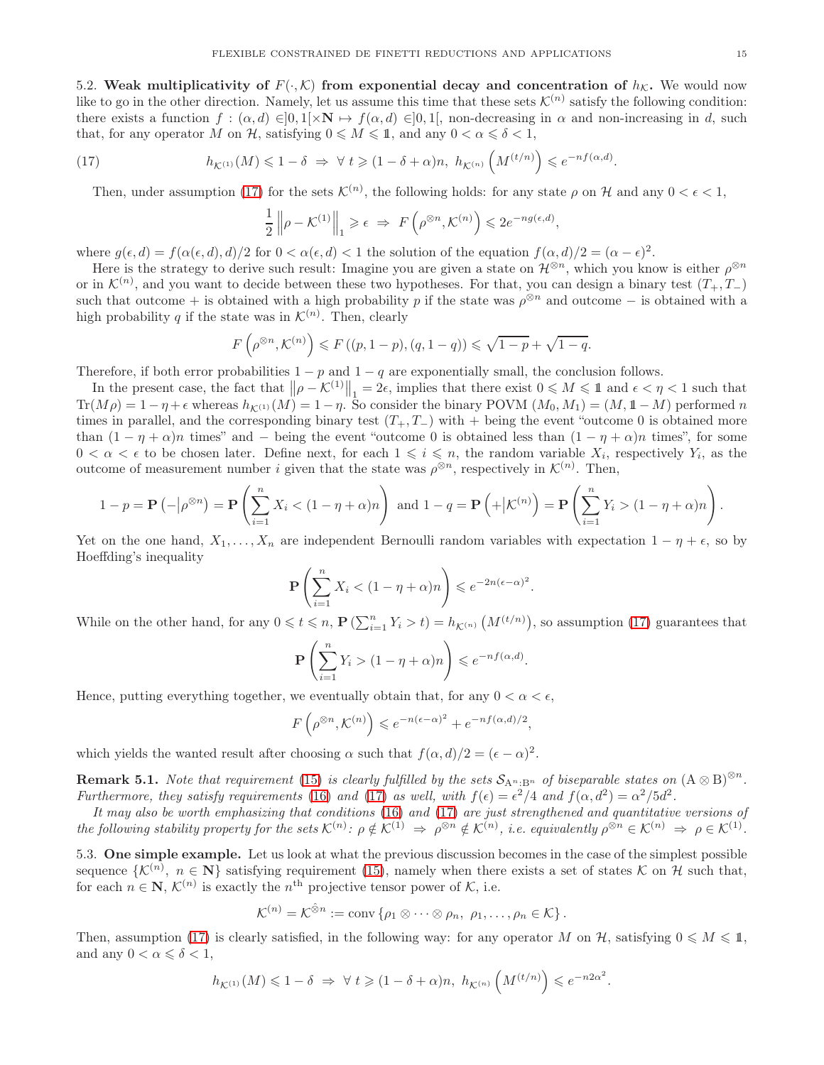5.2. **Weak multiplicativity of $F(\cdot,\mathcal{K})$ from exponential decay and concentration of $h_{\mathcal{K}}$.** We would now like to go in the other direction. Namely, let us assume this time that these sets $\mathcal{K}^{(n)}$ satisfy the following condition: there exists a function $f:(\alpha,d)\in ]0,1[\times\mathbf{N}\mapsto f(\alpha,d)\in ]0,1[$, non-decreasing in $\alpha$ and non-increasing in $d$, such that, for any operator $M$ on $\mathcal{H}$, satisfying $0\leqslant M\leqslant \mathbb{1}$, and any $0<\alpha\leqslant\delta<1$,

$$h_{\mathcal{K}^{(1)}}(M)\leqslant 1-\delta \ \Rightarrow\ \forall\ t\geqslant (1-\delta+\alpha)n,\ h_{\mathcal{K}^{(n)}}\left(M^{(t/n)}\right)\leqslant e^{-nf(\alpha,d)}. \tag{17}$$

Then, under assumption (17) for the sets $\mathcal{K}^{(n)}$, the following holds: for any state $\rho$ on $\mathcal{H}$ and any $0<\epsilon<1$,

$$\frac{1}{2}\left\|\rho-\mathcal{K}^{(1)}\right\|_1\geqslant\epsilon\ \Rightarrow\ F\left(\rho^{\otimes n},\mathcal{K}^{(n)}\right)\leqslant 2e^{-ng(\epsilon,d)},$$

where $g(\epsilon,d)=f(\alpha(\epsilon,d),d)/2$ for $0<\alpha(\epsilon,d)<1$ the solution of the equation $f(\alpha,d)/2=(\alpha-\epsilon)^2$.

Here is the strategy to derive such result: Imagine you are given a state on $\mathcal{H}^{\otimes n}$, which you know is either $\rho^{\otimes n}$ or in $\mathcal{K}^{(n)}$, and you want to decide between these two hypotheses. For that, you can design a binary test $(T_+,T_-)$ such that outcome $+$ is obtained with a high probability $p$ if the state was $\rho^{\otimes n}$ and outcome $-$ is obtained with a high probability $q$ if the state was in $\mathcal{K}^{(n)}$. Then, clearly

$$F\left(\rho^{\otimes n},\mathcal{K}^{(n)}\right)\leqslant F\left((p,1-p),(q,1-q)\right)\leqslant\sqrt{1-p}+\sqrt{1-q}.$$

Therefore, if both error probabilities $1-p$ and $1-q$ are exponentially small, the conclusion follows.

In the present case, the fact that $\left\|\rho-\mathcal{K}^{(1)}\right\|_1=2\epsilon$, implies that there exist $0\leqslant M\leqslant\mathbb{1}$ and $\epsilon<\eta<1$ such that $\mathrm{Tr}(M\rho)=1-\eta+\epsilon$ whereas $h_{\mathcal{K}^{(1)}}(M)=1-\eta$. So consider the binary POVM $(M_0,M_1)=(M,\mathbb{1}-M)$ performed $n$ times in parallel, and the corresponding binary test $(T_+,T_-)$ with $+$ being the event "outcome 0 is obtained more than $(1-\eta+\alpha)n$ times" and $-$ being the event "outcome 0 is obtained less than $(1-\eta+\alpha)n$ times", for some $0<\alpha<\epsilon$ to be chosen later. Define next, for each $1\leqslant i\leqslant n$, the random variable $X_i$, respectively $Y_i$, as the outcome of measurement number $i$ given that the state was $\rho^{\otimes n}$, respectively in $\mathcal{K}^{(n)}$. Then,

$$1-p=\mathbf{P}\left(-\middle|\rho^{\otimes n}\right)=\mathbf{P}\left(\sum_{i=1}^n X_i<(1-\eta+\alpha)n\right)\ \text{and}\ 1-q=\mathbf{P}\left(+\middle|\mathcal{K}^{(n)}\right)=\mathbf{P}\left(\sum_{i=1}^n Y_i>(1-\eta+\alpha)n\right).$$

Yet on the one hand, $X_1,\ldots,X_n$ are independent Bernoulli random variables with expectation $1-\eta+\epsilon$, so by Hoeffding's inequality

$$\mathbf{P}\left(\sum_{i=1}^n X_i<(1-\eta+\alpha)n\right)\leqslant e^{-2n(\epsilon-\alpha)^2}.$$

While on the other hand, for any $0\leqslant t\leqslant n$, $\mathbf{P}\left(\sum_{i=1}^n Y_i>t\right)=h_{\mathcal{K}^{(n)}}\left(M^{(t/n)}\right)$, so assumption (17) guarantees that

$$\mathbf{P}\left(\sum_{i=1}^n Y_i>(1-\eta+\alpha)n\right)\leqslant e^{-nf(\alpha,d)}.$$

Hence, putting everything together, we eventually obtain that, for any $0<\alpha<\epsilon$,

$$F\left(\rho^{\otimes n},\mathcal{K}^{(n)}\right)\leqslant e^{-n(\epsilon-\alpha)^2}+e^{-nf(\alpha,d)/2},$$

which yields the wanted result after choosing $\alpha$ such that $f(\alpha,d)/2=(\epsilon-\alpha)^2$.

**Remark 5.1.** *Note that requirement (15) is clearly fulfilled by the sets $\mathcal{S}_{\mathrm{A}^n:\mathrm{B}^n}$ of biseparable states on $(\mathrm{A}\otimes\mathrm{B})^{\otimes n}$. Furthermore, they satisfy requirements (16) and (17) as well, with $f(\epsilon)=\epsilon^2/4$ and $f(\alpha,d^2)=\alpha^2/5d^2$.*

*It may also be worth emphasizing that conditions (16) and (17) are just strengthened and quantitative versions of the following stability property for the sets $\mathcal{K}^{(n)}$: $\rho\notin\mathcal{K}^{(1)}\ \Rightarrow\ \rho^{\otimes n}\notin\mathcal{K}^{(n)}$, i.e. equivalently $\rho^{\otimes n}\in\mathcal{K}^{(n)}\ \Rightarrow\ \rho\in\mathcal{K}^{(1)}$.*

5.3. **One simple example.** Let us look at what the previous discussion becomes in the case of the simplest possible sequence $\{\mathcal{K}^{(n)},\ n\in\mathbf{N}\}$ satisfying requirement (15), namely when there exists a set of states $\mathcal{K}$ on $\mathcal{H}$ such that, for each $n\in\mathbf{N}$, $\mathcal{K}^{(n)}$ is exactly the $n^{\text{th}}$ projective tensor power of $\mathcal{K}$, i.e.

$$\mathcal{K}^{(n)}=\mathcal{K}^{\hat{\otimes}n}:=\mathrm{conv}\left\{\rho_1\otimes\cdots\otimes\rho_n,\ \rho_1,\ldots,\rho_n\in\mathcal{K}\right\}.$$

Then, assumption (17) is clearly satisfied, in the following way: for any operator $M$ on $\mathcal{H}$, satisfying $0\leqslant M\leqslant\mathbb{1}$, and any $0<\alpha\leqslant\delta<1$,

$$h_{\mathcal{K}^{(1)}}(M)\leqslant 1-\delta\ \Rightarrow\ \forall\ t\geqslant(1-\delta+\alpha)n,\ h_{\mathcal{K}^{(n)}}\left(M^{(t/n)}\right)\leqslant e^{-n2\alpha^2}.$$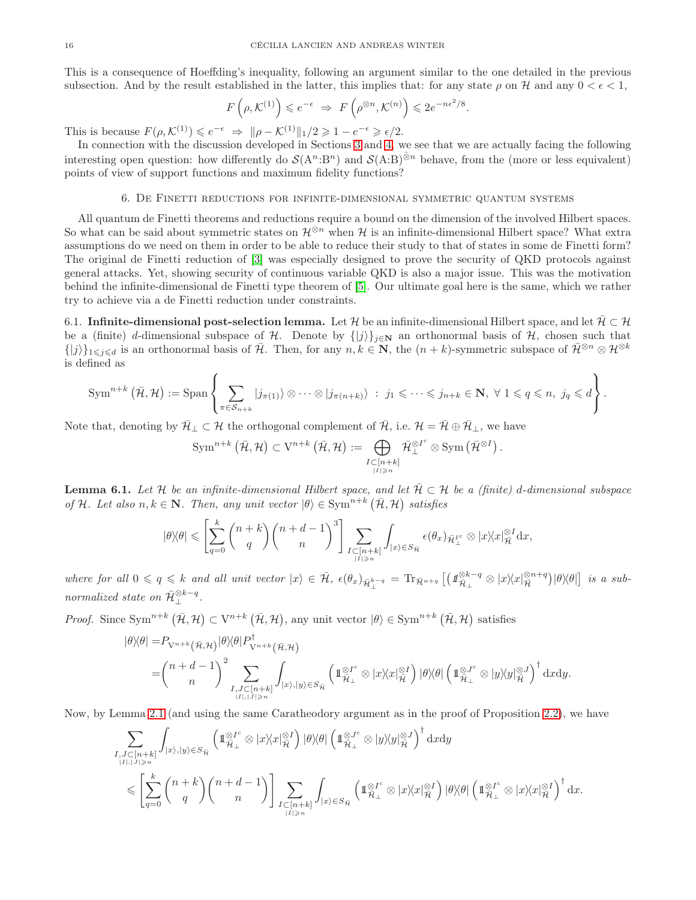This is a consequence of Hoeffding's inequality, following an argument similar to the one detailed in the previous subsection. And by the result established in the latter, this implies that: for any state $\rho$ on $\mathcal{H}$ and any $0<\epsilon<1$,

$$F\left(\rho,\mathcal{K}^{(1)}\right)\leqslant e^{-\epsilon}\ \Rightarrow\ F\left(\rho^{\otimes n},\mathcal{K}^{(n)}\right)\leqslant 2e^{-n\epsilon^2/8}.$$

This is because $F(\rho,\mathcal{K}^{(1)})\leqslant e^{-\epsilon}\ \Rightarrow\ \|\rho-\mathcal{K}^{(1)}\|_1/2\geqslant 1-e^{-\epsilon}\geqslant \epsilon/2$.

In connection with the discussion developed in Sections 3 and 4, we see that we are actually facing the following interesting open question: how differently do $\mathcal{S}(\mathrm{A}^n{:}\mathrm{B}^n)$ and $\mathcal{S}(\mathrm{A}{:}\mathrm{B})^{\hat{\otimes} n}$ behave, from the (more or less equivalent) points of view of support functions and maximum fidelity functions?

## 6. De Finetti reductions for infinite-dimensional symmetric quantum systems

All quantum de Finetti theorems and reductions require a bound on the dimension of the involved Hilbert spaces. So what can be said about symmetric states on $\mathcal{H}^{\otimes n}$ when $\mathcal{H}$ is an infinite-dimensional Hilbert space? What extra assumptions do we need on them in order to be able to reduce their study to that of states in some de Finetti form? The original de Finetti reduction of [3] was especially designed to prove the security of QKD protocols against general attacks. Yet, showing security of continuous variable QKD is also a major issue. This was the motivation behind the infinite-dimensional de Finetti type theorem of [5]. Our ultimate goal here is the same, which we rather try to achieve via a de Finetti reduction under constraints.

6.1. **Infinite-dimensional post-selection lemma.** Let $\mathcal{H}$ be an infinite-dimensional Hilbert space, and let $\bar{\mathcal{H}}\subset\mathcal{H}$ be a (finite) $d$-dimensional subspace of $\mathcal{H}$. Denote by $\{|j\rangle\}_{j\in\mathbf{N}}$ an orthonormal basis of $\mathcal{H}$, chosen such that $\{|j\rangle\}_{1\leqslant j\leqslant d}$ is an orthonormal basis of $\bar{\mathcal{H}}$. Then, for any $n,k\in\mathbf{N}$, the $(n+k)$-symmetric subspace of $\bar{\mathcal{H}}^{\otimes n}\otimes\mathcal{H}^{\otimes k}$ is defined as

$$\mathrm{Sym}^{n+k}\left(\bar{\mathcal{H}},\mathcal{H}\right):=\mathrm{Span}\left\{\sum_{\pi\in\mathcal{S}_{n+k}}|j_{\pi(1)}\rangle\otimes\cdots\otimes|j_{\pi(n+k)}\rangle\ :\ j_1\leqslant\cdots\leqslant j_{n+k}\in\mathbf{N},\ \forall\,1\leqslant q\leqslant n,\ j_q\leqslant d\right\}.$$

Note that, denoting by $\bar{\mathcal{H}}_\perp\subset\mathcal{H}$ the orthogonal complement of $\bar{\mathcal{H}}$, i.e. $\mathcal{H}=\bar{\mathcal{H}}\oplus\bar{\mathcal{H}}_\perp$, we have

$$\mathrm{Sym}^{n+k}\left(\bar{\mathcal{H}},\mathcal{H}\right)\subset\mathrm{V}^{n+k}\left(\bar{\mathcal{H}},\mathcal{H}\right):=\bigoplus_{\substack{I\subset[n+k]\\|I|\geqslant n}}\bar{\mathcal{H}}_\perp^{\otimes I^c}\otimes\mathrm{Sym}\left(\bar{\mathcal{H}}^{\otimes I}\right).$$

**Lemma 6.1.** *Let $\mathcal{H}$ be an infinite-dimensional Hilbert space, and let $\bar{\mathcal{H}}\subset\mathcal{H}$ be a (finite) $d$-dimensional subspace of $\mathcal{H}$. Let also $n,k\in\mathbf{N}$. Then, any unit vector $|\theta\rangle\in\mathrm{Sym}^{n+k}\left(\bar{\mathcal{H}},\mathcal{H}\right)$ satisfies*

$$|\theta\rangle\langle\theta|\leqslant\left[\sum_{q=0}^{k}\binom{n+k}{q}\binom{n+d-1}{n}^3\right]\sum_{\substack{I\subset[n+k]\\|I|\geqslant n}}\int_{|x\rangle\in S_{\bar{\mathcal{H}}}}\epsilon(\theta_x)_{\bar{\mathcal{H}}_\perp^{I^c}}\otimes|x\rangle\langle x|_{\bar{\mathcal{H}}}^{\otimes I}\mathrm{d}x,$$

*where for all $0\leqslant q\leqslant k$ and all unit vector $|x\rangle\in\bar{\mathcal{H}}$, $\epsilon(\theta_x)_{\bar{\mathcal{H}}_\perp^{k-q}}=\mathrm{Tr}_{\bar{\mathcal{H}}^{n+q}}\left[\left(\mathbb{1}_{\bar{\mathcal{H}}_\perp}^{\otimes k-q}\otimes|x\rangle\langle x|_{\bar{\mathcal{H}}}^{\otimes n+q}\right)|\theta\rangle\langle\theta|\right]$ is a sub-normalized state on $\bar{\mathcal{H}}_\perp^{\otimes k-q}$.*

*Proof.* Since $\mathrm{Sym}^{n+k}\left(\bar{\mathcal{H}},\mathcal{H}\right)\subset\mathrm{V}^{n+k}\left(\bar{\mathcal{H}},\mathcal{H}\right)$, any unit vector $|\theta\rangle\in\mathrm{Sym}^{n+k}\left(\bar{\mathcal{H}},\mathcal{H}\right)$ satisfies

$$\begin{aligned}|\theta\rangle\langle\theta|&=P_{\mathrm{V}^{n+k}(\bar{\mathcal{H}},\mathcal{H})}|\theta\rangle\langle\theta|P_{\mathrm{V}^{n+k}(\bar{\mathcal{H}},\mathcal{H})}^\dagger\\&=\binom{n+d-1}{n}^2\sum_{\substack{I,J\subset[n+k]\\|I|,|J|\geqslant n}}\int_{|x\rangle,|y\rangle\in S_{\bar{\mathcal{H}}}}\left(\mathbb{1}_{\bar{\mathcal{H}}_\perp}^{\otimes I^c}\otimes|x\rangle\langle x|_{\bar{\mathcal{H}}}^{\otimes I}\right)|\theta\rangle\langle\theta|\left(\mathbb{1}_{\bar{\mathcal{H}}_\perp}^{\otimes J^c}\otimes|y\rangle\langle y|_{\bar{\mathcal{H}}}^{\otimes J}\right)^\dagger\mathrm{d}x\mathrm{d}y.\end{aligned}$$

Now, by Lemma 2.1 (and using the same Caratheodory argument as in the proof of Proposition 2.2), we have

$$\begin{aligned}&\sum_{\substack{I,J\subset[n+k]\\|I|,|J|\geqslant n}}\int_{|x\rangle,|y\rangle\in S_{\bar{\mathcal{H}}}}\left(\mathbb{1}_{\bar{\mathcal{H}}_\perp}^{\otimes I^c}\otimes|x\rangle\langle x|_{\bar{\mathcal{H}}}^{\otimes I}\right)|\theta\rangle\langle\theta|\left(\mathbb{1}_{\bar{\mathcal{H}}_\perp}^{\otimes J^c}\otimes|y\rangle\langle y|_{\bar{\mathcal{H}}}^{\otimes J}\right)^\dagger\mathrm{d}x\mathrm{d}y\\&\leqslant\left[\sum_{q=0}^{k}\binom{n+k}{q}\binom{n+d-1}{n}\right]\sum_{\substack{I\subset[n+k]\\|I|\geqslant n}}\int_{|x\rangle\in S_{\bar{\mathcal{H}}}}\left(\mathbb{1}_{\bar{\mathcal{H}}_\perp}^{\otimes I^c}\otimes|x\rangle\langle x|_{\bar{\mathcal{H}}}^{\otimes I}\right)|\theta\rangle\langle\theta|\left(\mathbb{1}_{\bar{\mathcal{H}}_\perp}^{\otimes I^c}\otimes|x\rangle\langle x|_{\bar{\mathcal{H}}}^{\otimes I}\right)^\dagger\mathrm{d}x.\end{aligned}$$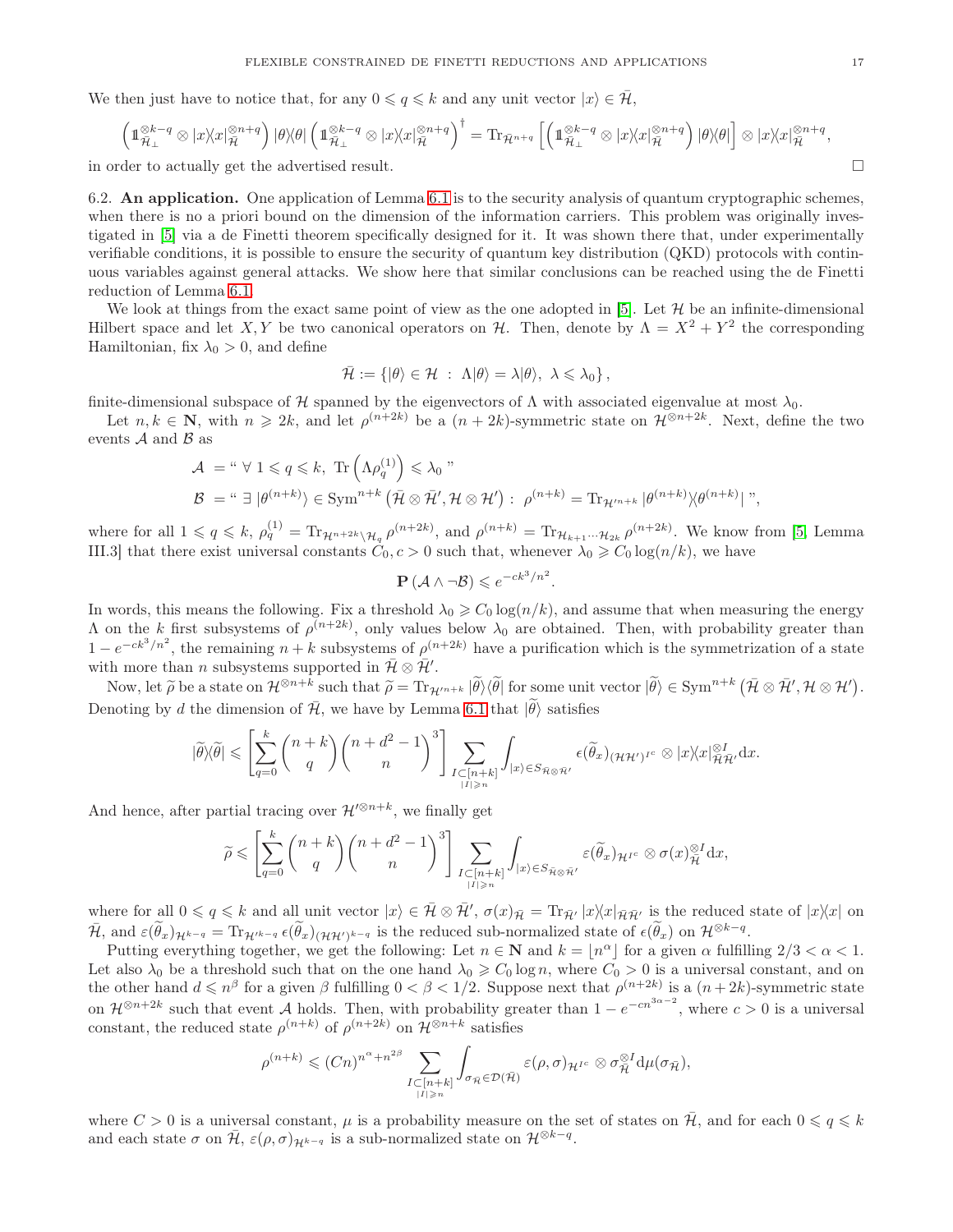We then just have to notice that, for any $0 \leqslant q \leqslant k$ and any unit vector $|x\rangle \in \bar{\mathcal{H}}$,

$$\left(\mathbb{1}_{\bar{\mathcal{H}}_\perp}^{\otimes k-q} \otimes |x\rangle\langle x|_{\bar{\mathcal{H}}}^{\otimes n+q}\right) |\theta\rangle\langle\theta| \left(\mathbb{1}_{\bar{\mathcal{H}}_\perp}^{\otimes k-q} \otimes |x\rangle\langle x|_{\bar{\mathcal{H}}}^{\otimes n+q}\right)^\dagger = \mathrm{Tr}_{\bar{\mathcal{H}}^{n+q}}\left[\left(\mathbb{1}_{\bar{\mathcal{H}}_\perp}^{\otimes k-q} \otimes |x\rangle\langle x|_{\bar{\mathcal{H}}}^{\otimes n+q}\right)|\theta\rangle\langle\theta|\right] \otimes |x\rangle\langle x|_{\bar{\mathcal{H}}}^{\otimes n+q},$$

in order to actually get the advertised result. □

**6.2. An application.** One application of Lemma 6.1 is to the security analysis of quantum cryptographic schemes, when there is no a priori bound on the dimension of the information carriers. This problem was originally investigated in [5] via a de Finetti theorem specifically designed for it. It was shown there that, under experimentally verifiable conditions, it is possible to ensure the security of quantum key distribution (QKD) protocols with continuous variables against general attacks. We show here that similar conclusions can be reached using the de Finetti reduction of Lemma 6.1.

We look at things from the exact same point of view as the one adopted in [5]. Let $\mathcal{H}$ be an infinite-dimensional Hilbert space and let $X, Y$ be two canonical operators on $\mathcal{H}$. Then, denote by $\Lambda = X^2 + Y^2$ the corresponding Hamiltonian, fix $\lambda_0 > 0$, and define

$$\bar{\mathcal{H}} := \{|\theta\rangle \in \mathcal{H} \; : \; \Lambda|\theta\rangle = \lambda|\theta\rangle, \; \lambda \leqslant \lambda_0\},$$

finite-dimensional subspace of $\mathcal{H}$ spanned by the eigenvectors of $\Lambda$ with associated eigenvalue at most $\lambda_0$.

Let $n, k \in \mathbf{N}$, with $n \geqslant 2k$, and let $\rho^{(n+2k)}$ be a $(n+2k)$-symmetric state on $\mathcal{H}^{\otimes n+2k}$. Next, define the two events $\mathcal{A}$ and $\mathcal{B}$ as

$$\begin{aligned}
\mathcal{A} &= \text{`` } \forall\, 1 \leqslant q \leqslant k, \; \mathrm{Tr}\left(\Lambda \rho_q^{(1)}\right) \leqslant \lambda_0 \text{ ''} \\
\mathcal{B} &= \text{`` } \exists\, |\theta^{(n+k)}\rangle \in \mathrm{Sym}^{n+k}\left(\bar{\mathcal{H}} \otimes \bar{\mathcal{H}}', \mathcal{H} \otimes \mathcal{H}'\right) : \; \rho^{(n+k)} = \mathrm{Tr}_{\mathcal{H}'^{n+k}} |\theta^{(n+k)}\rangle\langle\theta^{(n+k)}| \text{ ''},
\end{aligned}$$

where for all $1 \leqslant q \leqslant k$, $\rho_q^{(1)} = \mathrm{Tr}_{\mathcal{H}^{n+2k} \setminus \mathcal{H}_q} \rho^{(n+2k)}$, and $\rho^{(n+k)} = \mathrm{Tr}_{\mathcal{H}_{k+1} \cdots \mathcal{H}_{2k}} \rho^{(n+2k)}$. We know from [5, Lemma III.3] that there exist universal constants $C_0, c > 0$ such that, whenever $\lambda_0 \geqslant C_0 \log(n/k)$, we have

$$\mathbf{P}\left(\mathcal{A} \wedge \neg\mathcal{B}\right) \leqslant e^{-ck^3/n^2}.$$

In words, this means the following. Fix a threshold $\lambda_0 \geqslant C_0 \log(n/k)$, and assume that when measuring the energy $\Lambda$ on the $k$ first subsystems of $\rho^{(n+2k)}$, only values below $\lambda_0$ are obtained. Then, with probability greater than $1 - e^{-ck^3/n^2}$, the remaining $n+k$ subsystems of $\rho^{(n+2k)}$ have a purification which is the symmetrization of a state with more than $n$ subsystems supported in $\bar{\mathcal{H}} \otimes \bar{\mathcal{H}}'$.

Now, let $\widetilde{\rho}$ be a state on $\mathcal{H}^{\otimes n+k}$ such that $\widetilde{\rho} = \mathrm{Tr}_{\mathcal{H}'^{n+k}} |\widetilde{\theta}\rangle\langle\widetilde{\theta}|$ for some unit vector $|\widetilde{\theta}\rangle \in \mathrm{Sym}^{n+k}\left(\bar{\mathcal{H}} \otimes \bar{\mathcal{H}}', \mathcal{H} \otimes \mathcal{H}'\right)$. Denoting by $d$ the dimension of $\bar{\mathcal{H}}$, we have by Lemma 6.1 that $|\widetilde{\theta}\rangle$ satisfies

$$|\widetilde{\theta}\rangle\langle\widetilde{\theta}| \leqslant \left[\sum_{q=0}^{k} \binom{n+k}{q} \binom{n+d^2-1}{n}^3\right] \sum_{\substack{I \subset [n+k] \\ |I| \geqslant n}} \int_{|x\rangle \in S_{\bar{\mathcal{H}} \otimes \bar{\mathcal{H}}'}} \epsilon(\widetilde{\theta}_x)_{(\mathcal{H}\mathcal{H}')^{I^c}} \otimes |x\rangle\langle x|_{\bar{\mathcal{H}}\bar{\mathcal{H}}'}^{\otimes I} \mathrm{d}x.$$

And hence, after partial tracing over $\mathcal{H}'^{\otimes n+k}$, we finally get

$$\widetilde{\rho} \leqslant \left[\sum_{q=0}^{k} \binom{n+k}{q} \binom{n+d^2-1}{n}^3\right] \sum_{\substack{I \subset [n+k] \\ |I| \geqslant n}} \int_{|x\rangle \in S_{\bar{\mathcal{H}} \otimes \bar{\mathcal{H}}'}} \varepsilon(\widetilde{\theta}_x)_{\mathcal{H}^{I^c}} \otimes \sigma(x)_{\bar{\mathcal{H}}}^{\otimes I} \mathrm{d}x,$$

where for all $0 \leqslant q \leqslant k$ and all unit vector $|x\rangle \in \bar{\mathcal{H}} \otimes \bar{\mathcal{H}}'$, $\sigma(x)_{\bar{\mathcal{H}}} = \mathrm{Tr}_{\bar{\mathcal{H}}'} |x\rangle\langle x|_{\bar{\mathcal{H}}\bar{\mathcal{H}}'}$ is the reduced state of $|x\rangle\langle x|$ on $\bar{\mathcal{H}}$, and $\varepsilon(\widetilde{\theta}_x)_{\mathcal{H}^{k-q}} = \mathrm{Tr}_{\mathcal{H}'^{k-q}} \epsilon(\widetilde{\theta}_x)_{(\mathcal{H}\mathcal{H}')^{k-q}}$ is the reduced sub-normalized state of $\epsilon(\widetilde{\theta}_x)$ on $\mathcal{H}^{\otimes k-q}$.

Putting everything together, we get the following: Let $n \in \mathbf{N}$ and $k = \lfloor n^\alpha \rfloor$ for a given $\alpha$ fulfilling $2/3 < \alpha < 1$. Let also $\lambda_0$ be a threshold such that on the one hand $\lambda_0 \geqslant C_0 \log n$, where $C_0 > 0$ is a universal constant, and on the other hand $d \leqslant n^\beta$ for a given $\beta$ fulfilling $0 < \beta < 1/2$. Suppose next that $\rho^{(n+2k)}$ is a $(n+2k)$-symmetric state on $\mathcal{H}^{\otimes n+2k}$ such that event $\mathcal{A}$ holds. Then, with probability greater than $1 - e^{-cn^{3\alpha-2}}$, where $c > 0$ is a universal constant, the reduced state $\rho^{(n+k)}$ of $\rho^{(n+2k)}$ on $\mathcal{H}^{\otimes n+k}$ satisfies

$$\rho^{(n+k)} \leqslant (Cn)^{n^\alpha + n^{2\beta}} \sum_{\substack{I \subset [n+k] \\ |I| \geqslant n}} \int_{\sigma_{\bar{\mathcal{H}}} \in \mathcal{D}(\bar{\mathcal{H}})} \varepsilon(\rho, \sigma)_{\mathcal{H}^{I^c}} \otimes \sigma_{\bar{\mathcal{H}}}^{\otimes I} \mathrm{d}\mu(\sigma_{\bar{\mathcal{H}}}),$$

where $C > 0$ is a universal constant, $\mu$ is a probability measure on the set of states on $\bar{\mathcal{H}}$, and for each $0 \leqslant q \leqslant k$ and each state $\sigma$ on $\bar{\mathcal{H}}$, $\varepsilon(\rho, \sigma)_{\mathcal{H}^{k-q}}$ is a sub-normalized state on $\mathcal{H}^{\otimes k-q}$.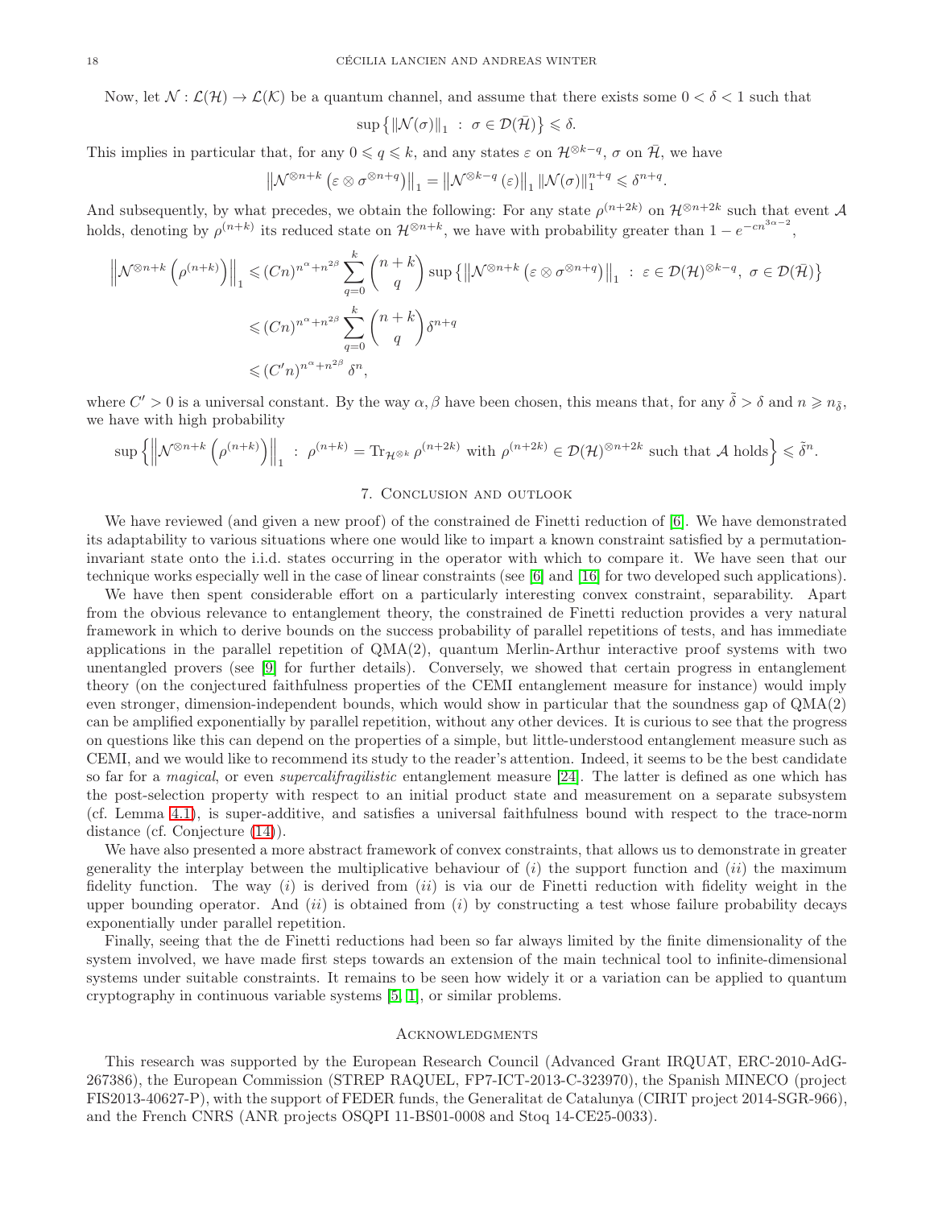Now, let $\mathcal{N} : \mathcal{L}(\mathcal{H}) \to \mathcal{L}(\mathcal{K})$ be a quantum channel, and assume that there exists some $0 < \delta < 1$ such that

$$\sup\left\{ \|\mathcal{N}(\sigma)\|_1 \;:\; \sigma \in \mathcal{D}(\bar{\mathcal{H}}) \right\} \leqslant \delta.$$

This implies in particular that, for any $0 \leqslant q \leqslant k$, and any states $\varepsilon$ on $\mathcal{H}^{\otimes k-q}$, $\sigma$ on $\bar{\mathcal{H}}$, we have

$$\left\| \mathcal{N}^{\otimes n+k}\left(\varepsilon \otimes \sigma^{\otimes n+q}\right) \right\|_1 = \left\| \mathcal{N}^{\otimes k-q}\left(\varepsilon\right) \right\|_1 \|\mathcal{N}(\sigma)\|_1^{n+q} \leqslant \delta^{n+q}.$$

And subsequently, by what precedes, we obtain the following: For any state $\rho^{(n+2k)}$ on $\mathcal{H}^{\otimes n+2k}$ such that event $\mathcal{A}$ holds, denoting by $\rho^{(n+k)}$ its reduced state on $\mathcal{H}^{\otimes n+k}$, we have with probability greater than $1 - e^{-cn^{3\alpha-2}}$,

$$\begin{aligned}
\left\| \mathcal{N}^{\otimes n+k}\left(\rho^{(n+k)}\right) \right\|_1 &\leqslant (Cn)^{n^\alpha + n^{2\beta}} \sum_{q=0}^{k} \binom{n+k}{q} \sup\left\{ \left\| \mathcal{N}^{\otimes n+k}\left(\varepsilon \otimes \sigma^{\otimes n+q}\right) \right\|_1 \;:\; \varepsilon \in \mathcal{D}(\mathcal{H})^{\otimes k-q},\ \sigma \in \mathcal{D}(\bar{\mathcal{H}}) \right\} \\
&\leqslant (Cn)^{n^\alpha + n^{2\beta}} \sum_{q=0}^{k} \binom{n+k}{q} \delta^{n+q} \\
&\leqslant (C'n)^{n^\alpha + n^{2\beta}} \delta^n,
\end{aligned}$$

where $C' > 0$ is a universal constant. By the way $\alpha, \beta$ have been chosen, this means that, for any $\tilde{\delta} > \delta$ and $n \geqslant n_{\tilde{\delta}}$, we have with high probability

$$\sup\left\{ \left\| \mathcal{N}^{\otimes n+k}\left(\rho^{(n+k)}\right) \right\|_1 \;:\; \rho^{(n+k)} = \operatorname{Tr}_{\mathcal{H}^{\otimes k}} \rho^{(n+2k)} \text{ with } \rho^{(n+2k)} \in \mathcal{D}(\mathcal{H})^{\otimes n+2k} \text{ such that } \mathcal{A} \text{ holds} \right\} \leqslant \tilde{\delta}^n.$$

## 7. Conclusion and outlook

We have reviewed (and given a new proof) of the constrained de Finetti reduction of [6]. We have demonstrated its adaptability to various situations where one would like to impart a known constraint satisfied by a permutation-invariant state onto the i.i.d. states occurring in the operator with which to compare it. We have seen that our technique works especially well in the case of linear constraints (see [6] and [16] for two developed such applications).

We have then spent considerable effort on a particularly interesting convex constraint, separability. Apart from the obvious relevance to entanglement theory, the constrained de Finetti reduction provides a very natural framework in which to derive bounds on the success probability of parallel repetitions of tests, and has immediate applications in the parallel repetition of QMA(2), quantum Merlin-Arthur interactive proof systems with two unentangled provers (see [9] for further details). Conversely, we showed that certain progress in entanglement theory (on the conjectured faithfulness properties of the CEMI entanglement measure for instance) would imply even stronger, dimension-independent bounds, which would show in particular that the soundness gap of QMA(2) can be amplified exponentially by parallel repetition, without any other devices. It is curious to see that the progress on questions like this can depend on the properties of a simple, but little-understood entanglement measure such as CEMI, and we would like to recommend its study to the reader's attention. Indeed, it seems to be the best candidate so far for a *magical*, or even *supercalifragilistic* entanglement measure [24]. The latter is defined as one which has the post-selection property with respect to an initial product state and measurement on a separate subsystem (cf. Lemma 4.1), is super-additive, and satisfies a universal faithfulness bound with respect to the trace-norm distance (cf. Conjecture (14)).

We have also presented a more abstract framework of convex constraints, that allows us to demonstrate in greater generality the interplay between the multiplicative behaviour of $(i)$ the support function and $(ii)$ the maximum fidelity function. The way $(i)$ is derived from $(ii)$ is via our de Finetti reduction with fidelity weight in the upper bounding operator. And $(ii)$ is obtained from $(i)$ by constructing a test whose failure probability decays exponentially under parallel repetition.

Finally, seeing that the de Finetti reductions had been so far always limited by the finite dimensionality of the system involved, we have made first steps towards an extension of the main technical tool to infinite-dimensional systems under suitable constraints. It remains to be seen how widely it or a variation can be applied to quantum cryptography in continuous variable systems [5, 1], or similar problems.

## Acknowledgments

This research was supported by the European Research Council (Advanced Grant IRQUAT, ERC-2010-AdG-267386), the European Commission (STREP RAQUEL, FP7-ICT-2013-C-323970), the Spanish MINECO (project FIS2013-40627-P), with the support of FEDER funds, the Generalitat de Catalunya (CIRIT project 2014-SGR-966), and the French CNRS (ANR projects OSQPI 11-BS01-0008 and Stoq 14-CE25-0033).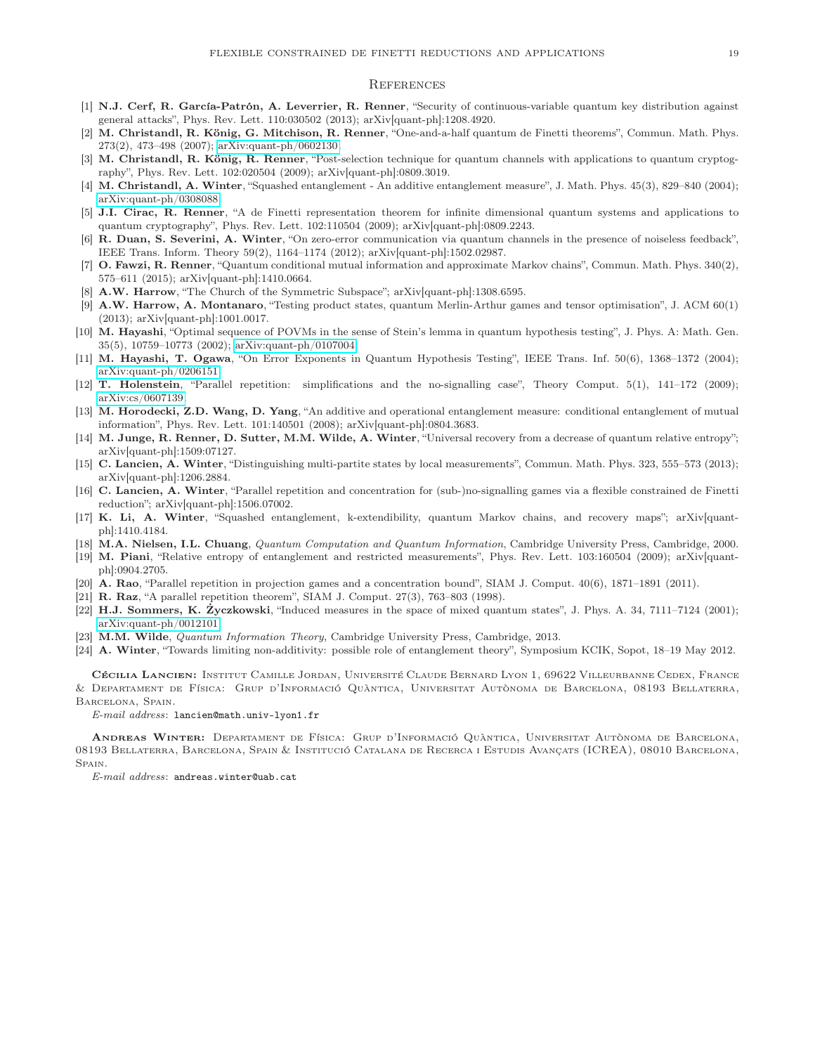## References

[1] **N.J. Cerf, R. García-Patrón, A. Leverrier, R. Renner**, "Security of continuous-variable quantum key distribution against general attacks", Phys. Rev. Lett. 110:030502 (2013); arXiv[quant-ph]:1208.4920.

[2] **M. Christandl, R. König, G. Mitchison, R. Renner**, "One-and-a-half quantum de Finetti theorems", Commun. Math. Phys. 273(2), 473–498 (2007); arXiv:quant-ph/0602130.

[3] **M. Christandl, R. König, R. Renner**, "Post-selection technique for quantum channels with applications to quantum cryptography", Phys. Rev. Lett. 102:020504 (2009); arXiv[quant-ph]:0809.3019.

[4] **M. Christandl, A. Winter**, "Squashed entanglement - An additive entanglement measure", J. Math. Phys. 45(3), 829–840 (2004); arXiv:quant-ph/0308088.

[5] **J.I. Cirac, R. Renner**, "A de Finetti representation theorem for infinite dimensional quantum systems and applications to quantum cryptography", Phys. Rev. Lett. 102:110504 (2009); arXiv[quant-ph]:0809.2243.

[6] **R. Duan, S. Severini, A. Winter**, "On zero-error communication via quantum channels in the presence of noiseless feedback", IEEE Trans. Inform. Theory 59(2), 1164–1174 (2012); arXiv[quant-ph]:1502.02987.

[7] **O. Fawzi, R. Renner**, "Quantum conditional mutual information and approximate Markov chains", Commun. Math. Phys. 340(2), 575–611 (2015); arXiv[quant-ph]:1410.0664.

[8] **A.W. Harrow**, "The Church of the Symmetric Subspace"; arXiv[quant-ph]:1308.6595.

[9] **A.W. Harrow, A. Montanaro**, "Testing product states, quantum Merlin-Arthur games and tensor optimisation", J. ACM 60(1) (2013); arXiv[quant-ph]:1001.0017.

[10] **M. Hayashi**, "Optimal sequence of POVMs in the sense of Stein's lemma in quantum hypothesis testing", J. Phys. A: Math. Gen. 35(5), 10759–10773 (2002); arXiv:quant-ph/0107004.

[11] **M. Hayashi, T. Ogawa**, "On Error Exponents in Quantum Hypothesis Testing", IEEE Trans. Inf. 50(6), 1368–1372 (2004); arXiv:quant-ph/0206151.

[12] **T. Holenstein**, "Parallel repetition: simplifications and the no-signalling case", Theory Comput. 5(1), 141–172 (2009); arXiv:cs/0607139.

[13] **M. Horodecki, Z.D. Wang, D. Yang**, "An additive and operational entanglement measure: conditional entanglement of mutual information", Phys. Rev. Lett. 101:140501 (2008); arXiv[quant-ph]:0804.3683.

[14] **M. Junge, R. Renner, D. Sutter, M.M. Wilde, A. Winter**, "Universal recovery from a decrease of quantum relative entropy"; arXiv[quant-ph]:1509:07127.

[15] **C. Lancien, A. Winter**, "Distinguishing multi-partite states by local measurements", Commun. Math. Phys. 323, 555–573 (2013); arXiv[quant-ph]:1206.2884.

[16] **C. Lancien, A. Winter**, "Parallel repetition and concentration for (sub-)no-signalling games via a flexible constrained de Finetti reduction"; arXiv[quant-ph]:1506.07002.

[17] **K. Li, A. Winter**, "Squashed entanglement, k-extendibility, quantum Markov chains, and recovery maps"; arXiv[quant-ph]:1410.4184.

[18] **M.A. Nielsen, I.L. Chuang**, *Quantum Computation and Quantum Information*, Cambridge University Press, Cambridge, 2000.

[19] **M. Piani**, "Relative entropy of entanglement and restricted measurements", Phys. Rev. Lett. 103:160504 (2009); arXiv[quant-ph]:0904.2705.

[20] **A. Rao**, "Parallel repetition in projection games and a concentration bound", SIAM J. Comput. 40(6), 1871–1891 (2011).

[21] **R. Raz**, "A parallel repetition theorem", SIAM J. Comput. 27(3), 763–803 (1998).

[22] **H.J. Sommers, K. Życzkowski**, "Induced measures in the space of mixed quantum states", J. Phys. A. 34, 7111–7124 (2001); arXiv:quant-ph/0012101.

[23] **M.M. Wilde**, *Quantum Information Theory*, Cambridge University Press, Cambridge, 2013.

[24] **A. Winter**, "Towards limiting non-additivity: possible role of entanglement theory", Symposium KCIK, Sopot, 18–19 May 2012.

**Cécilia Lancien:** Institut Camille Jordan, Université Claude Bernard Lyon 1, 69622 Villeurbanne Cedex, France & Departament de Física: Grup d'Informació Quàntica, Universitat Autònoma de Barcelona, 08193 Bellaterra, Barcelona, Spain.

*E-mail address*: lancien@math.univ-lyon1.fr

**Andreas Winter:** Departament de Física: Grup d'Informació Quàntica, Universitat Autònoma de Barcelona, 08193 Bellaterra, Barcelona, Spain & Institució Catalana de Recerca i Estudis Avançats (ICREA), 08010 Barcelona, Spain.

*E-mail address*: andreas.winter@uab.cat